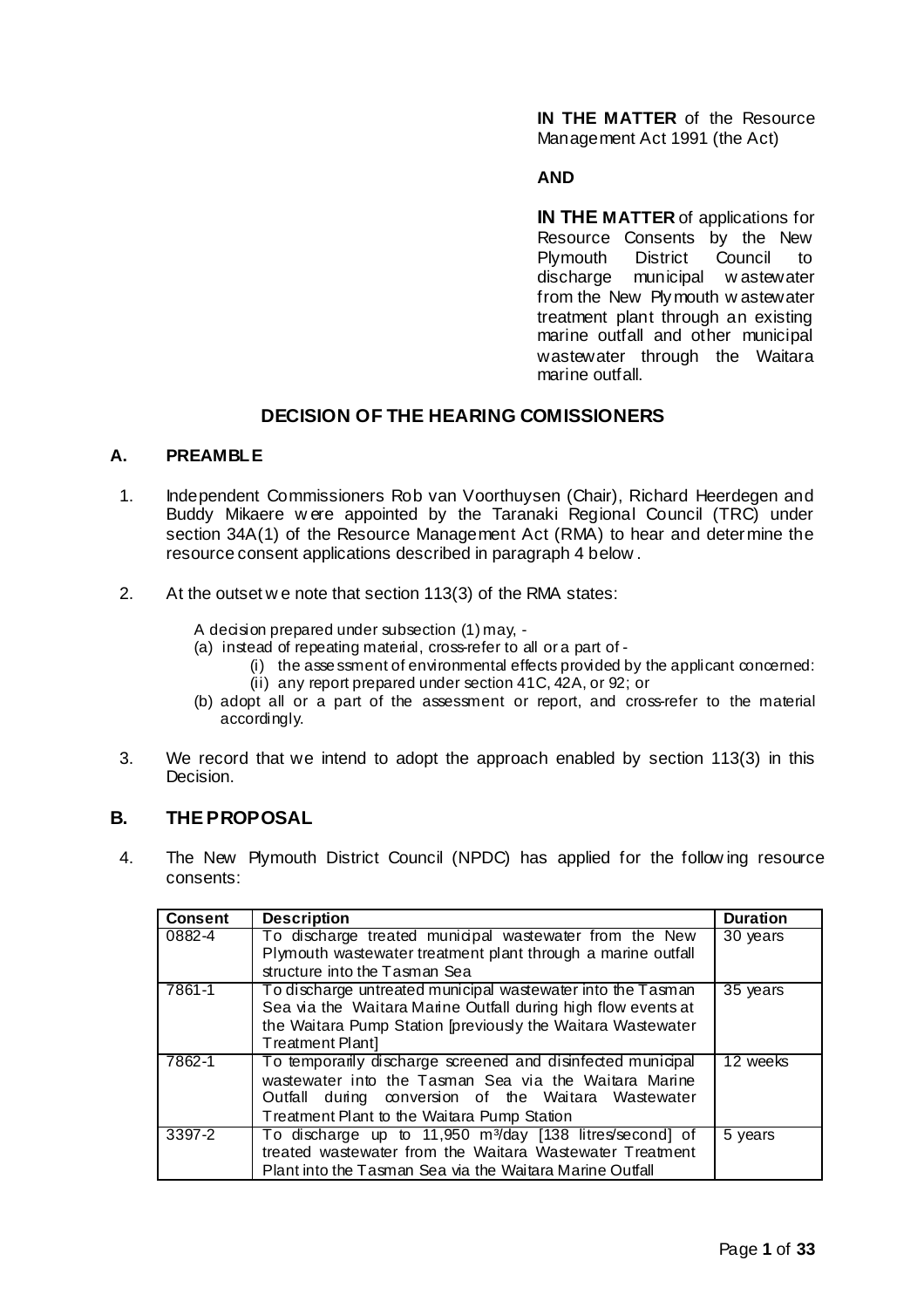**IN THE MATTER** of the Resource Management Act 1991 (the Act)

**AND**

**IN THE MATTER** of applications for Resource Consents by the New Plymouth District Council to discharge municipal wastewater from the New Plymouth wastewater treatment plant through an existing marine outfall and other municipal wastewater through the Waitara marine outfall.

## DECISION OF THE HEARING COMISSIONERS

### A. PREAMBLE

1. Independent Commissioners Rob van Voorthuysen (Chair), Richard Heerdegen and Buddy Mikaere were appointed by the Taranaki Regional Council (TRC) under section 34A(1) of the Resource Management Act (RMA) to hear and determine the resource consent applications described in paragraph 4 below.

2. At the outset we note that section 113(3) of the RMA states:

   A decision prepared under subsection (1) may, -
   (a) instead of repeating material, cross-refer to all or a part of -
      (i) the assessment of environmental effects provided by the applicant concerned:
      (ii) any report prepared under section 41C, 42A, or 92; or
   (b) adopt all or a part of the assessment or report, and cross-refer to the material accordingly.

3. We record that we intend to adopt the approach enabled by section 113(3) in this Decision.

### B. THE PROPOSAL

4. The New Plymouth District Council (NPDC) has applied for the following resource consents:

| Consent | Description | Duration |
|---|---|---|
| 0882-4 | To discharge treated municipal wastewater from the New Plymouth wastewater treatment plant through a marine outfall structure into the Tasman Sea | 30 years |
| 7861-1 | To discharge untreated municipal wastewater into the Tasman Sea via the Waitara Marine Outfall during high flow events at the Waitara Pump Station [previously the Waitara Wastewater Treatment Plant] | 35 years |
| 7862-1 | To temporarily discharge screened and disinfected municipal wastewater into the Tasman Sea via the Waitara Marine Outfall during conversion of the Waitara Wastewater Treatment Plant to the Waitara Pump Station | 12 weeks |
| 3397-2 | To discharge up to 11,950 $m^3$/day [138 litres/second] of treated wastewater from the Waitara Wastewater Treatment Plant into the Tasman Sea via the Waitara Marine Outfall | 5 years |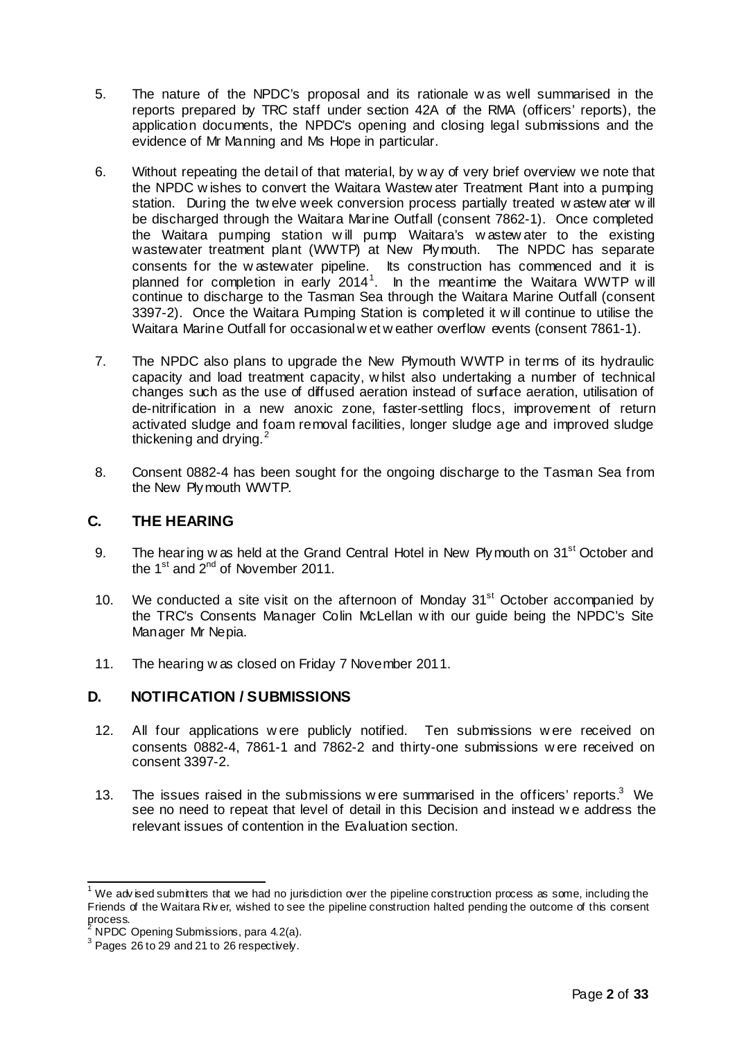5. The nature of the NPDC's proposal and its rationale was well summarised in the reports prepared by TRC staff under section 42A of the RMA (officers' reports), the application documents, the NPDC's opening and closing legal submissions and the evidence of Mr Manning and Ms Hope in particular.

6. Without repeating the detail of that material, by way of very brief overview we note that the NPDC wishes to convert the Waitara Wastewater Treatment Plant into a pumping station. During the twelve week conversion process partially treated wastewater will be discharged through the Waitara Marine Outfall (consent 7862-1). Once completed the Waitara pumping station will pump Waitara's wastewater to the existing wastewater treatment plant (WWTP) at New Plymouth. The NPDC has separate consents for the wastewater pipeline. Its construction has commenced and it is planned for completion in early 2014[1]. In the meantime the Waitara WWTP will continue to discharge to the Tasman Sea through the Waitara Marine Outfall (consent 3397-2). Once the Waitara Pumping Station is completed it will continue to utilise the Waitara Marine Outfall for occasional wet weather overflow events (consent 7861-1).

7. The NPDC also plans to upgrade the New Plymouth WWTP in terms of its hydraulic capacity and load treatment capacity, whilst also undertaking a number of technical changes such as the use of diffused aeration instead of surface aeration, utilisation of de-nitrification in a new anoxic zone, faster-settling flocs, improvement of return activated sludge and foam removal facilities, longer sludge age and improved sludge thickening and drying.[2]

8. Consent 0882-4 has been sought for the ongoing discharge to the Tasman Sea from the New Plymouth WWTP.

## C. THE HEARING

9. The hearing was held at the Grand Central Hotel in New Plymouth on 31st October and the 1st and 2nd of November 2011.

10. We conducted a site visit on the afternoon of Monday 31st October accompanied by the TRC's Consents Manager Colin McLellan with our guide being the NPDC's Site Manager Mr Nepia.

11. The hearing was closed on Friday 7 November 2011.

## D. NOTIFICATION / SUBMISSIONS

12. All four applications were publicly notified. Ten submissions were received on consents 0882-4, 7861-1 and 7862-2 and thirty-one submissions were received on consent 3397-2.

13. The issues raised in the submissions were summarised in the officers' reports.[3] We see no need to repeat that level of detail in this Decision and instead we address the relevant issues of contention in the Evaluation section.

---

[1] We advised submitters that we had no jurisdiction over the pipeline construction process as some, including the Friends of the Waitara River, wished to see the pipeline construction halted pending the outcome of this consent process.

[2] NPDC Opening Submissions, para 4.2(a).

[3] Pages 26 to 29 and 21 to 26 respectively.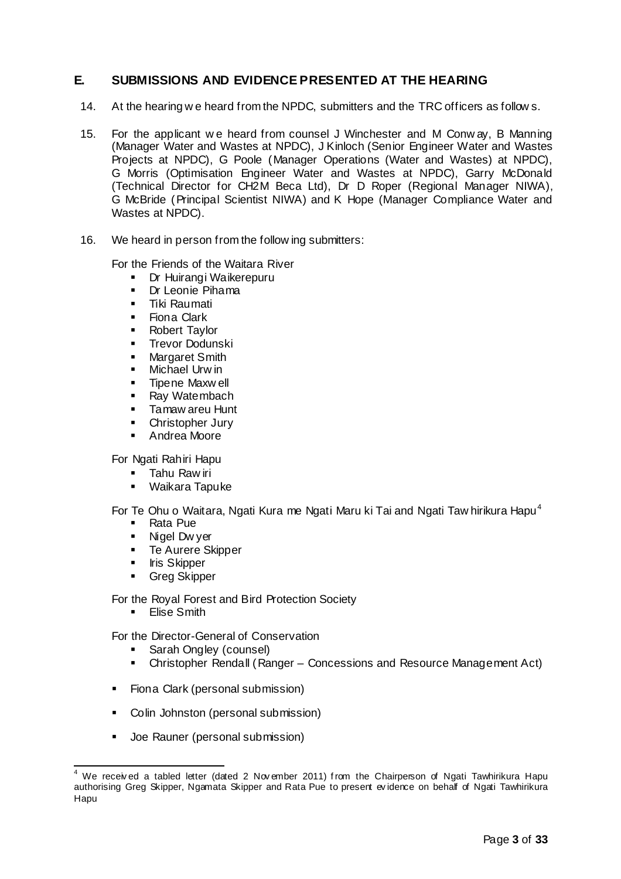## E. SUBMISSIONS AND EVIDENCE PRESENTED AT THE HEARING

14. At the hearing we heard from the NPDC, submitters and the TRC officers as follows.

15. For the applicant we heard from counsel J Winchester and M Conway, B Manning (Manager Water and Wastes at NPDC), J Kinloch (Senior Engineer Water and Wastes Projects at NPDC), G Poole (Manager Operations (Water and Wastes) at NPDC), G Morris (Optimisation Engineer Water and Wastes at NPDC), Garry McDonald (Technical Director for CH2M Beca Ltd), Dr D Roper (Regional Manager NIWA), G McBride (Principal Scientist NIWA) and K Hope (Manager Compliance Water and Wastes at NPDC).

16. We heard in person from the following submitters:

For the Friends of the Waitara River

- Dr Huirangi Waikerepuru
- Dr Leonie Pihama
- Tiki Raumati
- Fiona Clark
- Robert Taylor
- Trevor Dodunski
- Margaret Smith
- Michael Urwin
- Tipene Maxwell
- Ray Watembach
- Tamawareu Hunt
- Christopher Jury
- Andrea Moore

For Ngati Rahiri Hapu

- Tahu Rawiri
- Waikara Tapuke

For Te Ohu o Waitara, Ngati Kura me Ngati Maru ki Tai and Ngati Tawhirikura Hapu[4]

- Rata Pue
- Nigel Dwyer
- Te Aurere Skipper
- Iris Skipper
- Greg Skipper

For the Royal Forest and Bird Protection Society

- Elise Smith

For the Director-General of Conservation

- Sarah Ongley (counsel)
- Christopher Rendall (Ranger – Concessions and Resource Management Act)

- Fiona Clark (personal submission)
- Colin Johnston (personal submission)
- Joe Rauner (personal submission)

---

[4] We received a tabled letter (dated 2 November 2011) from the Chairperson of Ngati Tawhirikura Hapu authorising Greg Skipper, Ngamata Skipper and Rata Pue to present evidence on behalf of Ngati Tawhirikura Hapu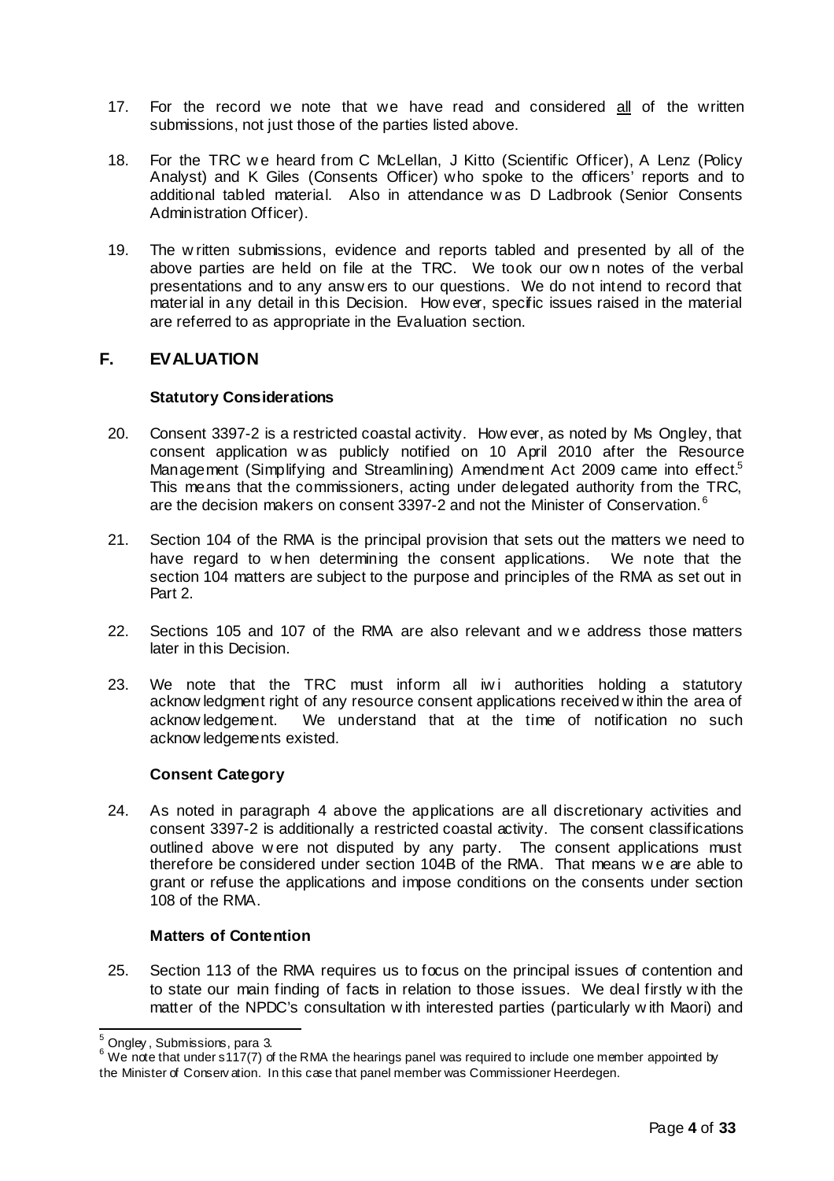17. For the record we note that we have read and considered <u>all</u> of the written submissions, not just those of the parties listed above.

18. For the TRC we heard from C McLellan, J Kitto (Scientific Officer), A Lenz (Policy Analyst) and K Giles (Consents Officer) who spoke to the officers' reports and to additional tabled material. Also in attendance was D Ladbrook (Senior Consents Administration Officer).

19. The written submissions, evidence and reports tabled and presented by all of the above parties are held on file at the TRC. We took our own notes of the verbal presentations and to any answers to our questions. We do not intend to record that material in any detail in this Decision. However, specific issues raised in the material are referred to as appropriate in the Evaluation section.

## F. EVALUATION

### Statutory Considerations

20. Consent 3397-2 is a restricted coastal activity. However, as noted by Ms Ongley, that consent application was publicly notified on 10 April 2010 after the Resource Management (Simplifying and Streamlining) Amendment Act 2009 came into effect.[5] This means that the commissioners, acting under delegated authority from the TRC, are the decision makers on consent 3397-2 and not the Minister of Conservation.[6]

21. Section 104 of the RMA is the principal provision that sets out the matters we need to have regard to when determining the consent applications. We note that the section 104 matters are subject to the purpose and principles of the RMA as set out in Part 2.

22. Sections 105 and 107 of the RMA are also relevant and we address those matters later in this Decision.

23. We note that the TRC must inform all iwi authorities holding a statutory acknowledgment right of any resource consent applications received within the area of acknowledgement. We understand that at the time of notification no such acknowledgements existed.

### Consent Category

24. As noted in paragraph 4 above the applications are all discretionary activities and consent 3397-2 is additionally a restricted coastal activity. The consent classifications outlined above were not disputed by any party. The consent applications must therefore be considered under section 104B of the RMA. That means we are able to grant or refuse the applications and impose conditions on the consents under section 108 of the RMA.

### Matters of Contention

25. Section 113 of the RMA requires us to focus on the principal issues of contention and to state our main finding of facts in relation to those issues. We deal firstly with the matter of the NPDC's consultation with interested parties (particularly with Maori) and

---

[5] Ongley, Submissions, para 3.

[6] We note that under s117(7) of the RMA the hearings panel was required to include one member appointed by the Minister of Conservation. In this case that panel member was Commissioner Heerdegen.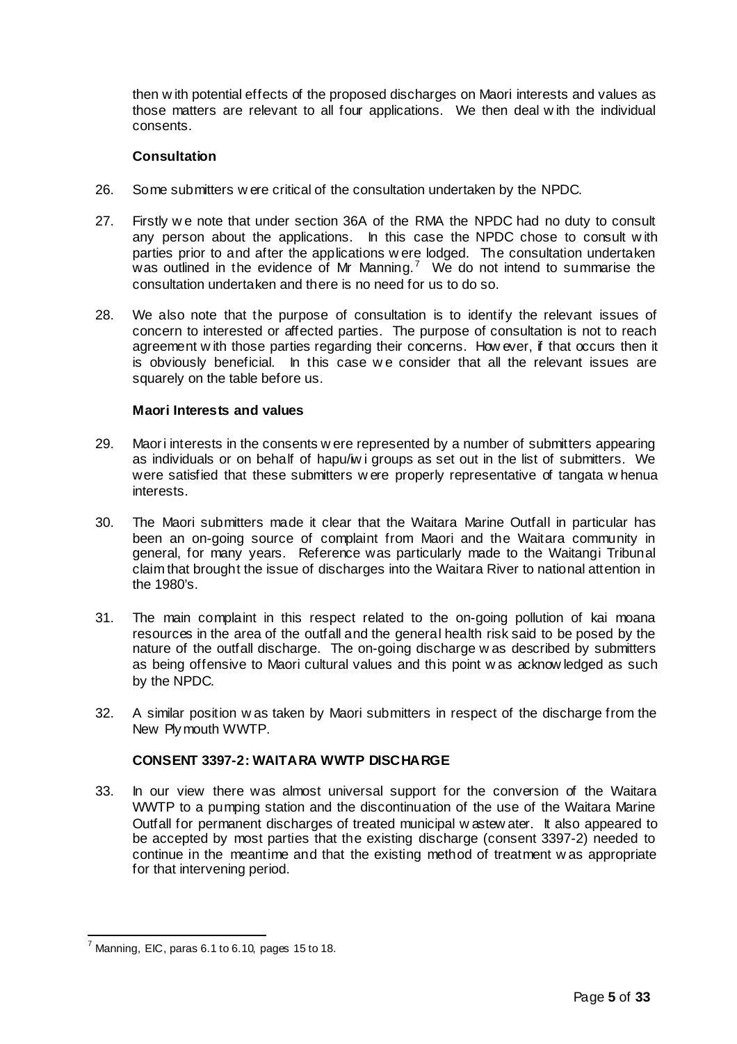then with potential effects of the proposed discharges on Maori interests and values as those matters are relevant to all four applications. We then deal with the individual consents.

### Consultation

26. Some submitters were critical of the consultation undertaken by the NPDC.

27. Firstly we note that under section 36A of the RMA the NPDC had no duty to consult any person about the applications. In this case the NPDC chose to consult with parties prior to and after the applications were lodged. The consultation undertaken was outlined in the evidence of Mr Manning.[7] We do not intend to summarise the consultation undertaken and there is no need for us to do so.

28. We also note that the purpose of consultation is to identify the relevant issues of concern to interested or affected parties. The purpose of consultation is not to reach agreement with those parties regarding their concerns. However, if that occurs then it is obviously beneficial. In this case we consider that all the relevant issues are squarely on the table before us.

### Maori Interests and values

29. Maori interests in the consents were represented by a number of submitters appearing as individuals or on behalf of hapu/iwi groups as set out in the list of submitters. We were satisfied that these submitters were properly representative of tangata whenua interests.

30. The Maori submitters made it clear that the Waitara Marine Outfall in particular has been an on-going source of complaint from Maori and the Waitara community in general, for many years. Reference was particularly made to the Waitangi Tribunal claim that brought the issue of discharges into the Waitara River to national attention in the 1980's.

31. The main complaint in this respect related to the on-going pollution of kai moana resources in the area of the outfall and the general health risk said to be posed by the nature of the outfall discharge. The on-going discharge was described by submitters as being offensive to Maori cultural values and this point was acknowledged as such by the NPDC.

32. A similar position was taken by Maori submitters in respect of the discharge from the New Plymouth WWTP.

### CONSENT 3397-2: WAITARA WWTP DISCHARGE

33. In our view there was almost universal support for the conversion of the Waitara WWTP to a pumping station and the discontinuation of the use of the Waitara Marine Outfall for permanent discharges of treated municipal wastewater. It also appeared to be accepted by most parties that the existing discharge (consent 3397-2) needed to continue in the meantime and that the existing method of treatment was appropriate for that intervening period.

---

[7] Manning, EIC, paras 6.1 to 6.10, pages 15 to 18.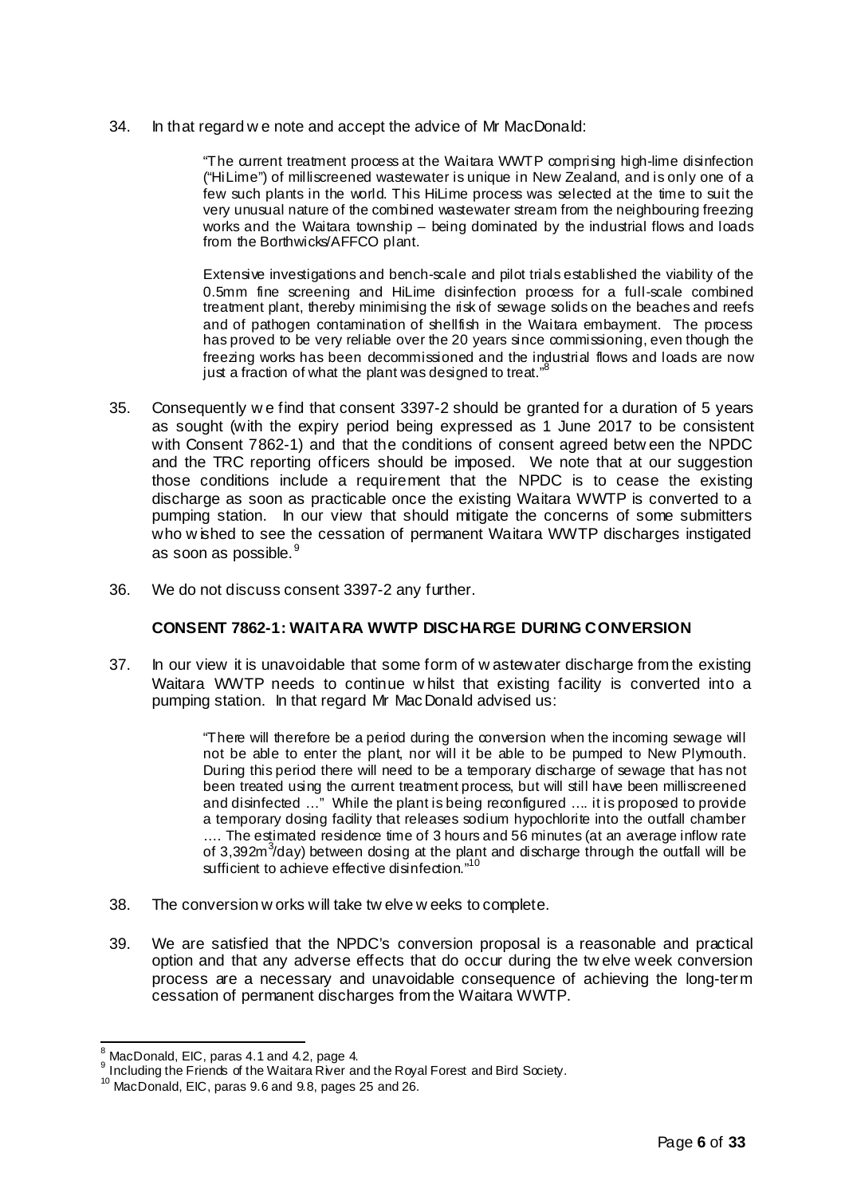34. In that regard we note and accept the advice of Mr MacDonald:

> "The current treatment process at the Waitara WWTP comprising high-lime disinfection ("HiLime") of milliscreened wastewater is unique in New Zealand, and is only one of a few such plants in the world. This HiLime process was selected at the time to suit the very unusual nature of the combined wastewater stream from the neighbouring freezing works and the Waitara township – being dominated by the industrial flows and loads from the Borthwicks/AFFCO plant.
>
> Extensive investigations and bench-scale and pilot trials established the viability of the 0.5mm fine screening and HiLime disinfection process for a full-scale combined treatment plant, thereby minimising the risk of sewage solids on the beaches and reefs and of pathogen contamination of shellfish in the Waitara embayment. The process has proved to be very reliable over the 20 years since commissioning, even though the freezing works has been decommissioned and the industrial flows and loads are now just a fraction of what the plant was designed to treat."[8]

35. Consequently we find that consent 3397-2 should be granted for a duration of 5 years as sought (with the expiry period being expressed as 1 June 2017 to be consistent with Consent 7862-1) and that the conditions of consent agreed between the NPDC and the TRC reporting officers should be imposed. We note that at our suggestion those conditions include a requirement that the NPDC is to cease the existing discharge as soon as practicable once the existing Waitara WWTP is converted to a pumping station. In our view that should mitigate the concerns of some submitters who wished to see the cessation of permanent Waitara WWTP discharges instigated as soon as possible.[9]

36. We do not discuss consent 3397-2 any further.

### CONSENT 7862-1: WAITARA WWTP DISCHARGE DURING CONVERSION

37. In our view it is unavoidable that some form of wastewater discharge from the existing Waitara WWTP needs to continue whilst that existing facility is converted into a pumping station. In that regard Mr MacDonald advised us:

> "There will therefore be a period during the conversion when the incoming sewage will not be able to enter the plant, nor will it be able to be pumped to New Plymouth. During this period there will need to be a temporary discharge of sewage that has not been treated using the current treatment process, but will still have been milliscreened and disinfected …" While the plant is being reconfigured …. it is proposed to provide a temporary dosing facility that releases sodium hypochlorite into the outfall chamber …. The estimated residence time of 3 hours and 56 minutes (at an average inflow rate of 3,392m$^3$/day) between dosing at the plant and discharge through the outfall will be sufficient to achieve effective disinfection."[10]

38. The conversion works will take twelve weeks to complete.

39. We are satisfied that the NPDC's conversion proposal is a reasonable and practical option and that any adverse effects that do occur during the twelve week conversion process are a necessary and unavoidable consequence of achieving the long-term cessation of permanent discharges from the Waitara WWTP.

---

[8] MacDonald, EIC, paras 4.1 and 4.2, page 4.

[9] Including the Friends of the Waitara River and the Royal Forest and Bird Society.

[10] MacDonald, EIC, paras 9.6 and 9.8, pages 25 and 26.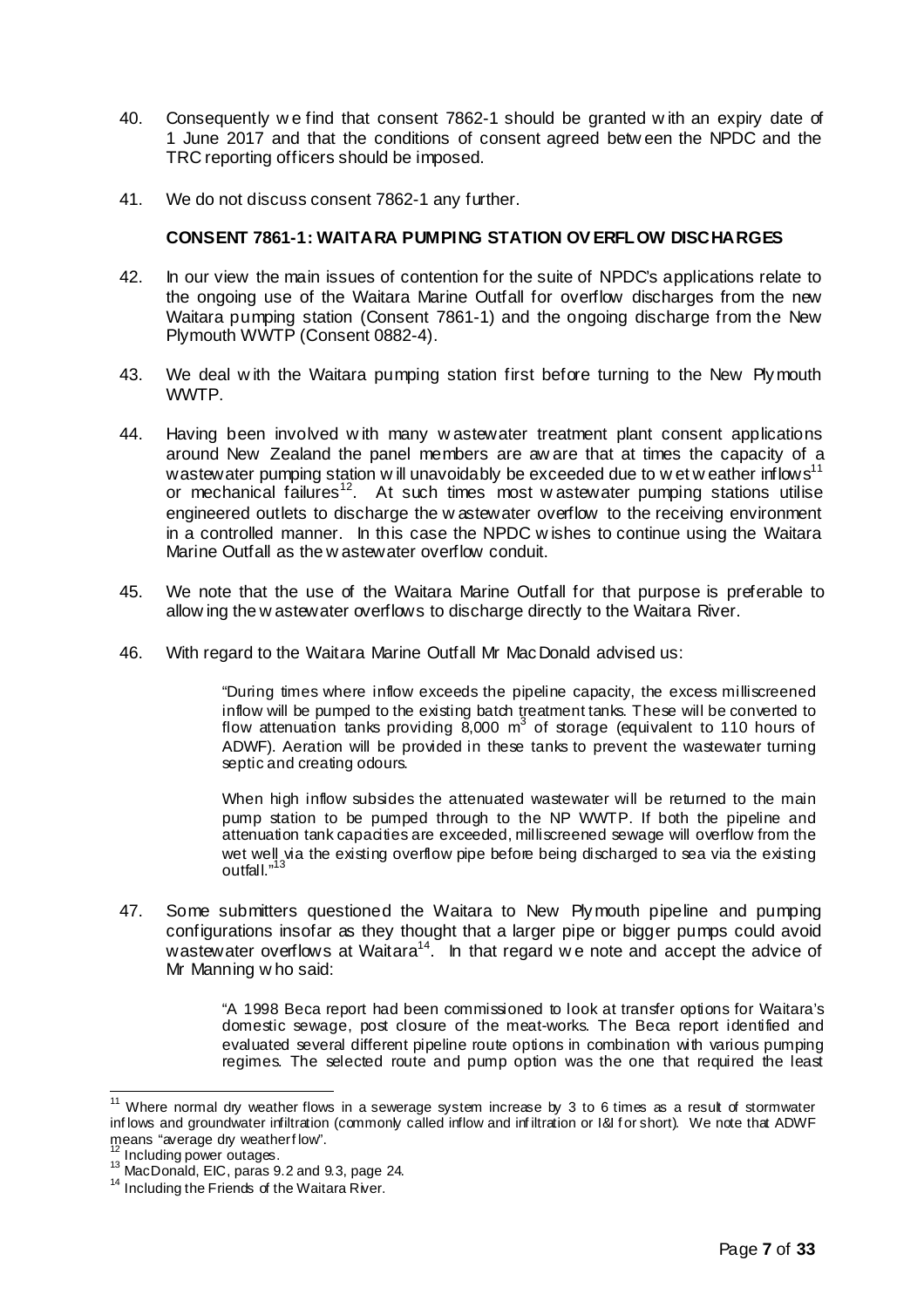40. Consequently we find that consent 7862-1 should be granted with an expiry date of 1 June 2017 and that the conditions of consent agreed between the NPDC and the TRC reporting officers should be imposed.

41. We do not discuss consent 7862-1 any further.

**CONSENT 7861-1: WAITARA PUMPING STATION OVERFLOW DISCHARGES**

42. In our view the main issues of contention for the suite of NPDC's applications relate to the ongoing use of the Waitara Marine Outfall for overflow discharges from the new Waitara pumping station (Consent 7861-1) and the ongoing discharge from the New Plymouth WWTP (Consent 0882-4).

43. We deal with the Waitara pumping station first before turning to the New Plymouth WWTP.

44. Having been involved with many wastewater treatment plant consent applications around New Zealand the panel members are aware that at times the capacity of a wastewater pumping station will unavoidably be exceeded due to wet weather inflows[11] or mechanical failures[12]. At such times most wastewater pumping stations utilise engineered outlets to discharge the wastewater overflow to the receiving environment in a controlled manner. In this case the NPDC wishes to continue using the Waitara Marine Outfall as the wastewater overflow conduit.

45. We note that the use of the Waitara Marine Outfall for that purpose is preferable to allowing the wastewater overflows to discharge directly to the Waitara River.

46. With regard to the Waitara Marine Outfall Mr MacDonald advised us:

> "During times where inflow exceeds the pipeline capacity, the excess milliscreened inflow will be pumped to the existing batch treatment tanks. These will be converted to flow attenuation tanks providing 8,000 $m^3$ of storage (equivalent to 110 hours of ADWF). Aeration will be provided in these tanks to prevent the wastewater turning septic and creating odours.
>
> When high inflow subsides the attenuated wastewater will be returned to the main pump station to be pumped through to the NP WWTP. If both the pipeline and attenuation tank capacities are exceeded, milliscreened sewage will overflow from the wet well via the existing overflow pipe before being discharged to sea via the existing outfall."[13]

47. Some submitters questioned the Waitara to New Plymouth pipeline and pumping configurations insofar as they thought that a larger pipe or bigger pumps could avoid wastewater overflows at Waitara[14]. In that regard we note and accept the advice of Mr Manning who said:

> "A 1998 Beca report had been commissioned to look at transfer options for Waitara's domestic sewage, post closure of the meat-works. The Beca report identified and evaluated several different pipeline route options in combination with various pumping regimes. The selected route and pump option was the one that required the least

---

[11] Where normal dry weather flows in a sewerage system increase by 3 to 6 times as a result of stormwater inflows and groundwater infiltration (commonly called inflow and infiltration or I&I for short). We note that ADWF means "average dry weather flow".

[12] Including power outages.

[13] MacDonald, EIC, paras 9.2 and 9.3, page 24.

[14] Including the Friends of the Waitara River.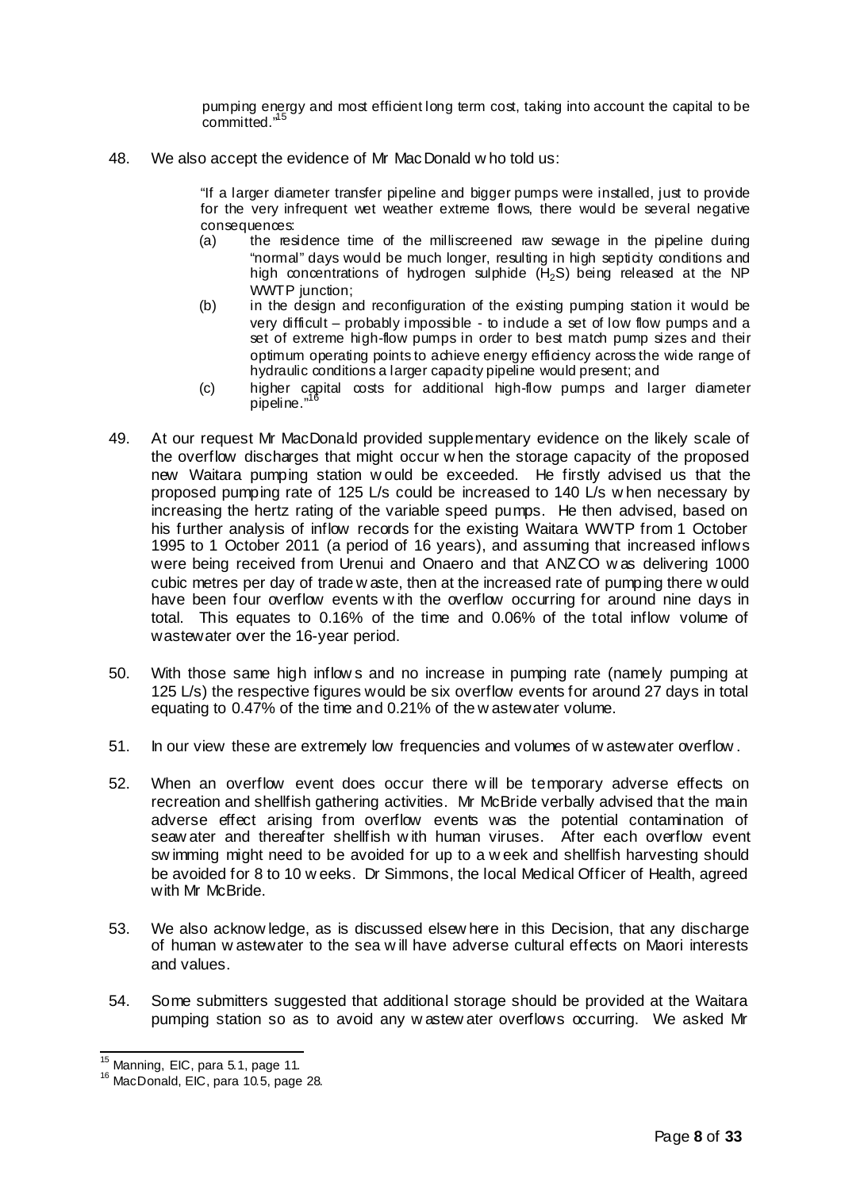> pumping energy and most efficient long term cost, taking into account the capital to be committed."[15]

48. We also accept the evidence of Mr MacDonald who told us:

> "If a larger diameter transfer pipeline and bigger pumps were installed, just to provide for the very infrequent wet weather extreme flows, there would be several negative consequences:
>
> (a) the residence time of the milliscreened raw sewage in the pipeline during "normal" days would be much longer, resulting in high septicity conditions and high concentrations of hydrogen sulphide ($H_2S$) being released at the NP WWTP junction;
>
> (b) in the design and reconfiguration of the existing pumping station it would be very difficult – probably impossible - to include a set of low flow pumps and a set of extreme high-flow pumps in order to best match pump sizes and their optimum operating points to achieve energy efficiency across the wide range of hydraulic conditions a larger capacity pipeline would present; and
>
> (c) higher capital costs for additional high-flow pumps and larger diameter pipeline."[16]

49. At our request Mr MacDonald provided supplementary evidence on the likely scale of the overflow discharges that might occur when the storage capacity of the proposed new Waitara pumping station would be exceeded. He firstly advised us that the proposed pumping rate of 125 L/s could be increased to 140 L/s when necessary by increasing the hertz rating of the variable speed pumps. He then advised, based on his further analysis of inflow records for the existing Waitara WWTP from 1 October 1995 to 1 October 2011 (a period of 16 years), and assuming that increased inflows were being received from Urenui and Onaero and that ANZCO was delivering 1000 cubic metres per day of trade waste, then at the increased rate of pumping there would have been four overflow events with the overflow occurring for around nine days in total. This equates to 0.16% of the time and 0.06% of the total inflow volume of wastewater over the 16-year period.

50. With those same high inflows and no increase in pumping rate (namely pumping at 125 L/s) the respective figures would be six overflow events for around 27 days in total equating to 0.47% of the time and 0.21% of the wastewater volume.

51. In our view these are extremely low frequencies and volumes of wastewater overflow.

52. When an overflow event does occur there will be temporary adverse effects on recreation and shellfish gathering activities. Mr McBride verbally advised that the main adverse effect arising from overflow events was the potential contamination of seawater and thereafter shellfish with human viruses. After each overflow event swimming might need to be avoided for up to a week and shellfish harvesting should be avoided for 8 to 10 weeks. Dr Simmons, the local Medical Officer of Health, agreed with Mr McBride.

53. We also acknowledge, as is discussed elsewhere in this Decision, that any discharge of human wastewater to the sea will have adverse cultural effects on Maori interests and values.

54. Some submitters suggested that additional storage should be provided at the Waitara pumping station so as to avoid any wastewater overflows occurring. We asked Mr

---

[15] Manning, EIC, para 5.1, page 11.

[16] MacDonald, EIC, para 10.5, page 28.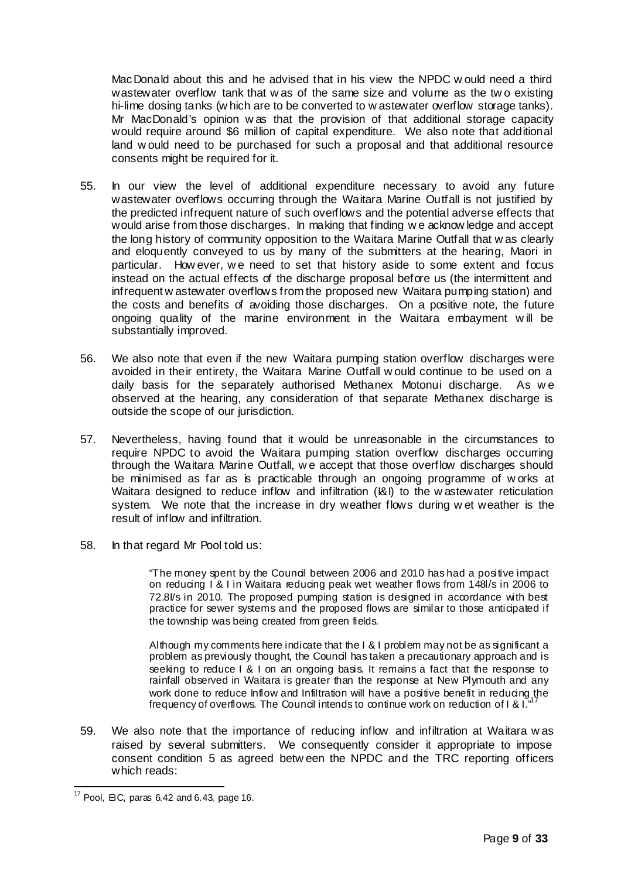MacDonald about this and he advised that in his view the NPDC would need a third wastewater overflow tank that was of the same size and volume as the two existing hi-lime dosing tanks (which are to be converted to wastewater overflow storage tanks). Mr MacDonald's opinion was that the provision of that additional storage capacity would require around $6 million of capital expenditure. We also note that additional land would need to be purchased for such a proposal and that additional resource consents might be required for it.

55. In our view the level of additional expenditure necessary to avoid any future wastewater overflows occurring through the Waitara Marine Outfall is not justified by the predicted infrequent nature of such overflows and the potential adverse effects that would arise from those discharges. In making that finding we acknowledge and accept the long history of community opposition to the Waitara Marine Outfall that was clearly and eloquently conveyed to us by many of the submitters at the hearing, Maori in particular. However, we need to set that history aside to some extent and focus instead on the actual effects of the discharge proposal before us (the intermittent and infrequent wastewater overflows from the proposed new Waitara pumping station) and the costs and benefits of avoiding those discharges. On a positive note, the future ongoing quality of the marine environment in the Waitara embayment will be substantially improved.

56. We also note that even if the new Waitara pumping station overflow discharges were avoided in their entirety, the Waitara Marine Outfall would continue to be used on a daily basis for the separately authorised Methanex Motonui discharge. As we observed at the hearing, any consideration of that separate Methanex discharge is outside the scope of our jurisdiction.

57. Nevertheless, having found that it would be unreasonable in the circumstances to require NPDC to avoid the Waitara pumping station overflow discharges occurring through the Waitara Marine Outfall, we accept that those overflow discharges should be minimised as far as is practicable through an ongoing programme of works at Waitara designed to reduce inflow and infiltration (I&I) to the wastewater reticulation system. We note that the increase in dry weather flows during wet weather is the result of inflow and infiltration.

58. In that regard Mr Pool told us:

> "The money spent by the Council between 2006 and 2010 has had a positive impact on reducing I & I in Waitara reducing peak wet weather flows from 148l/s in 2006 to 72.8l/s in 2010. The proposed pumping station is designed in accordance with best practice for sewer systems and the proposed flows are similar to those anticipated if the township was being created from green fields.
>
> Although my comments here indicate that the I & I problem may not be as significant a problem as previously thought, the Council has taken a precautionary approach and is seeking to reduce I & I on an ongoing basis. It remains a fact that the response to rainfall observed in Waitara is greater than the response at New Plymouth and any work done to reduce Inflow and Infiltration will have a positive benefit in reducing the frequency of overflows. The Council intends to continue work on reduction of I & I."[17]

59. We also note that the importance of reducing inflow and infiltration at Waitara was raised by several submitters. We consequently consider it appropriate to impose consent condition 5 as agreed between the NPDC and the TRC reporting officers which reads:

---

[17] Pool, EIC, paras 6.42 and 6.43, page 16.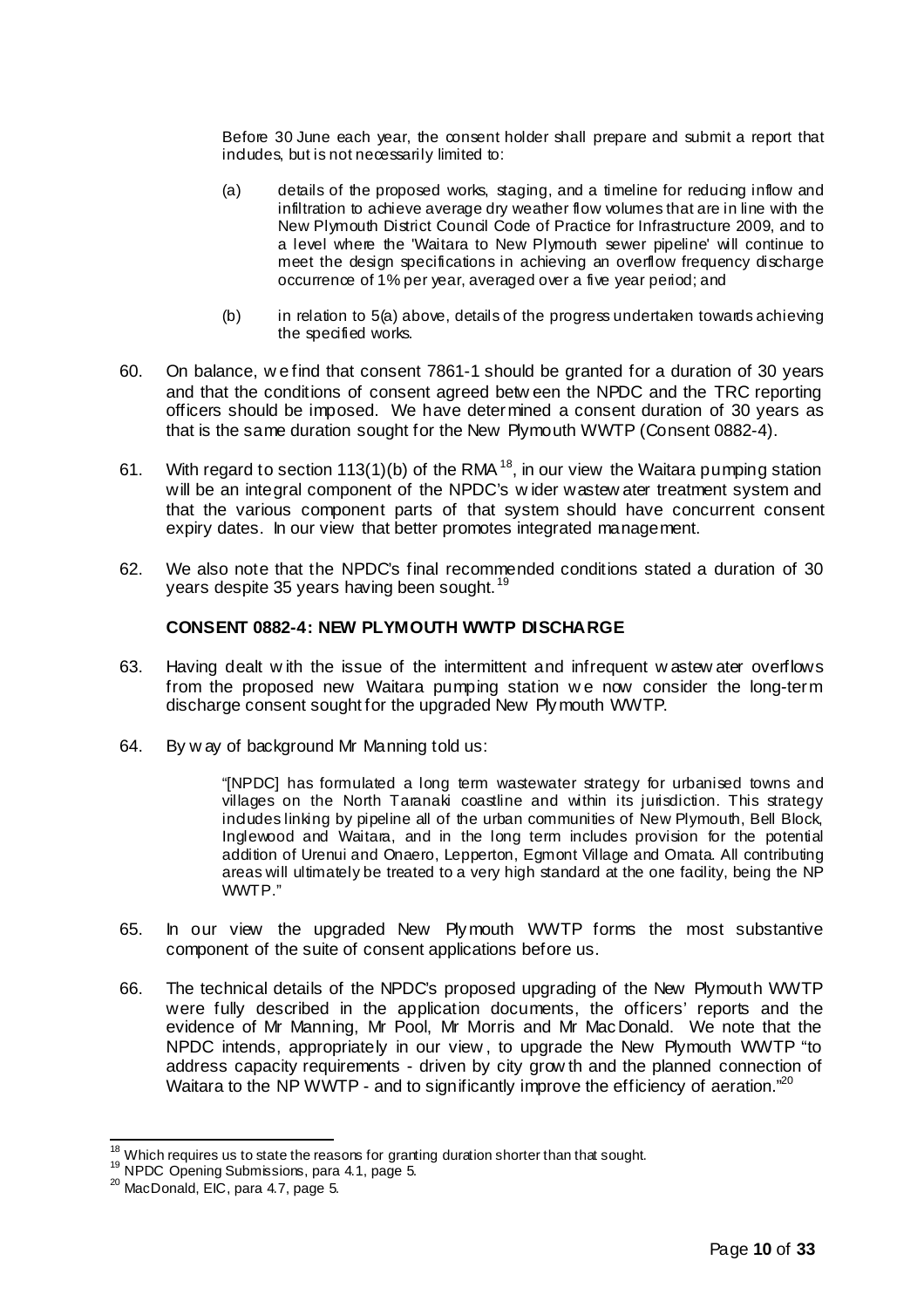> Before 30 June each year, the consent holder shall prepare and submit a report that includes, but is not necessarily limited to:
>
> (a) details of the proposed works, staging, and a timeline for reducing inflow and infiltration to achieve average dry weather flow volumes that are in line with the New Plymouth District Council Code of Practice for Infrastructure 2009, and to a level where the 'Waitara to New Plymouth sewer pipeline' will continue to meet the design specifications in achieving an overflow frequency discharge occurrence of 1% per year, averaged over a five year period; and
>
> (b) in relation to 5(a) above, details of the progress undertaken towards achieving the specified works.

60. On balance, we find that consent 7861-1 should be granted for a duration of 30 years and that the conditions of consent agreed between the NPDC and the TRC reporting officers should be imposed. We have determined a consent duration of 30 years as that is the same duration sought for the New Plymouth WWTP (Consent 0882-4).

61. With regard to section 113(1)(b) of the RMA[18], in our view the Waitara pumping station will be an integral component of the NPDC's wider wastewater treatment system and that the various component parts of that system should have concurrent consent expiry dates. In our view that better promotes integrated management.

62. We also note that the NPDC's final recommended conditions stated a duration of 30 years despite 35 years having been sought.[19]

### CONSENT 0882-4: NEW PLYMOUTH WWTP DISCHARGE

63. Having dealt with the issue of the intermittent and infrequent wastewater overflows from the proposed new Waitara pumping station we now consider the long-term discharge consent sought for the upgraded New Plymouth WWTP.

64. By way of background Mr Manning told us:

> "[NPDC] has formulated a long term wastewater strategy for urbanised towns and villages on the North Taranaki coastline and within its jurisdiction. This strategy includes linking by pipeline all of the urban communities of New Plymouth, Bell Block, Inglewood and Waitara, and in the long term includes provision for the potential addition of Urenui and Onaero, Lepperton, Egmont Village and Omata. All contributing areas will ultimately be treated to a very high standard at the one facility, being the NP WWTP."

65. In our view the upgraded New Plymouth WWTP forms the most substantive component of the suite of consent applications before us.

66. The technical details of the NPDC's proposed upgrading of the New Plymouth WWTP were fully described in the application documents, the officers' reports and the evidence of Mr Manning, Mr Pool, Mr Morris and Mr MacDonald. We note that the NPDC intends, appropriately in our view, to upgrade the New Plymouth WWTP "to address capacity requirements - driven by city growth and the planned connection of Waitara to the NP WWTP - and to significantly improve the efficiency of aeration."[20]

---

[18] Which requires us to state the reasons for granting duration shorter than that sought.
[19] NPDC Opening Submissions, para 4.1, page 5.
[20] MacDonald, EIC, para 4.7, page 5.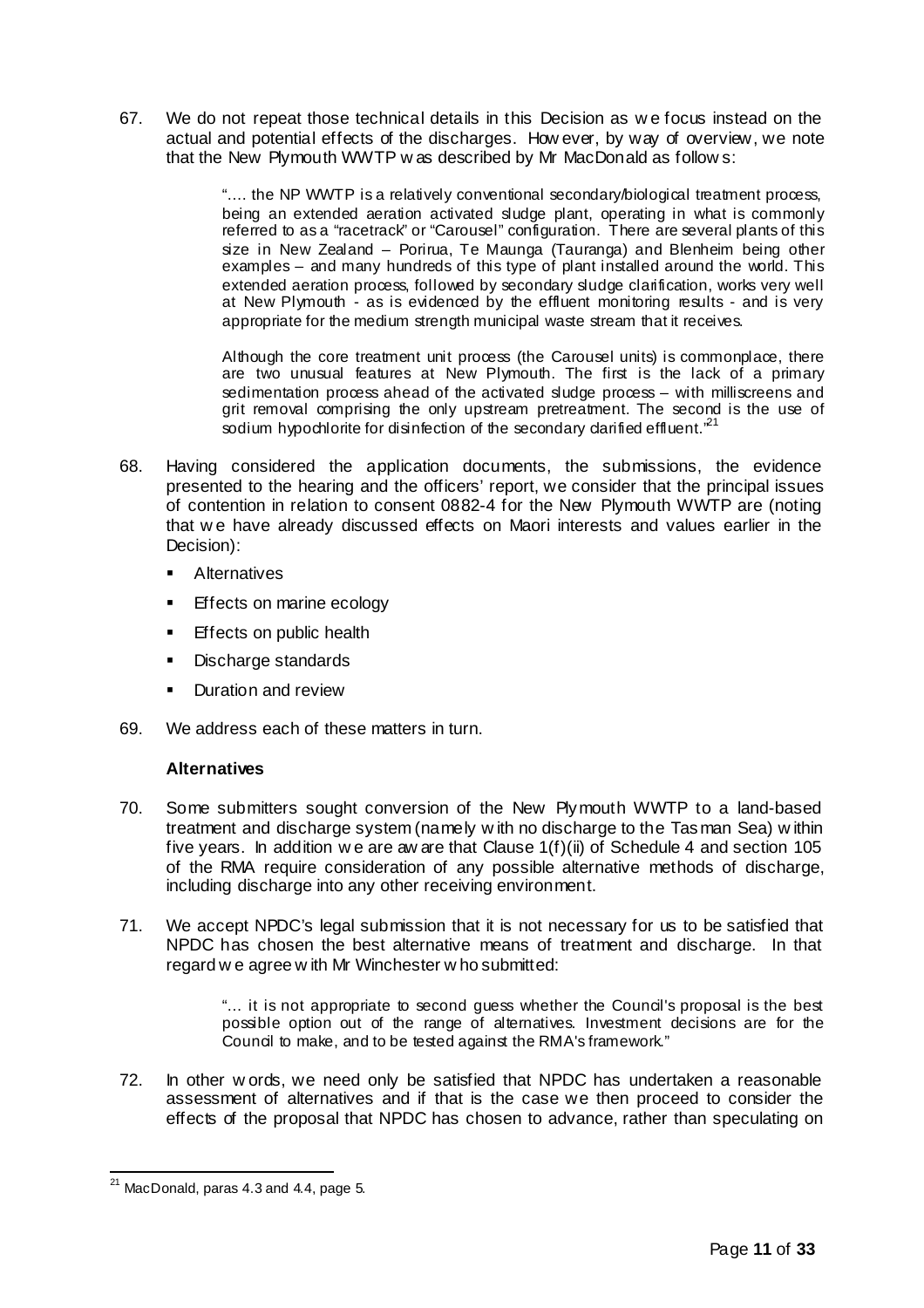67. We do not repeat those technical details in this Decision as we focus instead on the actual and potential effects of the discharges. However, by way of overview, we note that the New Plymouth WWTP was described by Mr MacDonald as follows:

> ".... the NP WWTP is a relatively conventional secondary/biological treatment process, being an extended aeration activated sludge plant, operating in what is commonly referred to as a "racetrack" or "Carousel" configuration. There are several plants of this size in New Zealand – Porirua, Te Maunga (Tauranga) and Blenheim being other examples – and many hundreds of this type of plant installed around the world. This extended aeration process, followed by secondary sludge clarification, works very well at New Plymouth - as is evidenced by the effluent monitoring results - and is very appropriate for the medium strength municipal waste stream that it receives.
>
> Although the core treatment unit process (the Carousel units) is commonplace, there are two unusual features at New Plymouth. The first is the lack of a primary sedimentation process ahead of the activated sludge process – with milliscreens and grit removal comprising the only upstream pretreatment. The second is the use of sodium hypochlorite for disinfection of the secondary clarified effluent."[21]

68. Having considered the application documents, the submissions, the evidence presented to the hearing and the officers' report, we consider that the principal issues of contention in relation to consent 0882-4 for the New Plymouth WWTP are (noting that we have already discussed effects on Maori interests and values earlier in the Decision):

   - Alternatives
   - Effects on marine ecology
   - Effects on public health
   - Discharge standards
   - Duration and review

69. We address each of these matters in turn.

**Alternatives**

70. Some submitters sought conversion of the New Plymouth WWTP to a land-based treatment and discharge system (namely with no discharge to the Tasman Sea) within five years. In addition we are aware that Clause 1(f)(ii) of Schedule 4 and section 105 of the RMA require consideration of any possible alternative methods of discharge, including discharge into any other receiving environment.

71. We accept NPDC's legal submission that it is not necessary for us to be satisfied that NPDC has chosen the best alternative means of treatment and discharge. In that regard we agree with Mr Winchester who submitted:

> "... it is not appropriate to second guess whether the Council's proposal is the best possible option out of the range of alternatives. Investment decisions are for the Council to make, and to be tested against the RMA's framework."

72. In other words, we need only be satisfied that NPDC has undertaken a reasonable assessment of alternatives and if that is the case we then proceed to consider the effects of the proposal that NPDC has chosen to advance, rather than speculating on

---

[21] MacDonald, paras 4.3 and 4.4, page 5.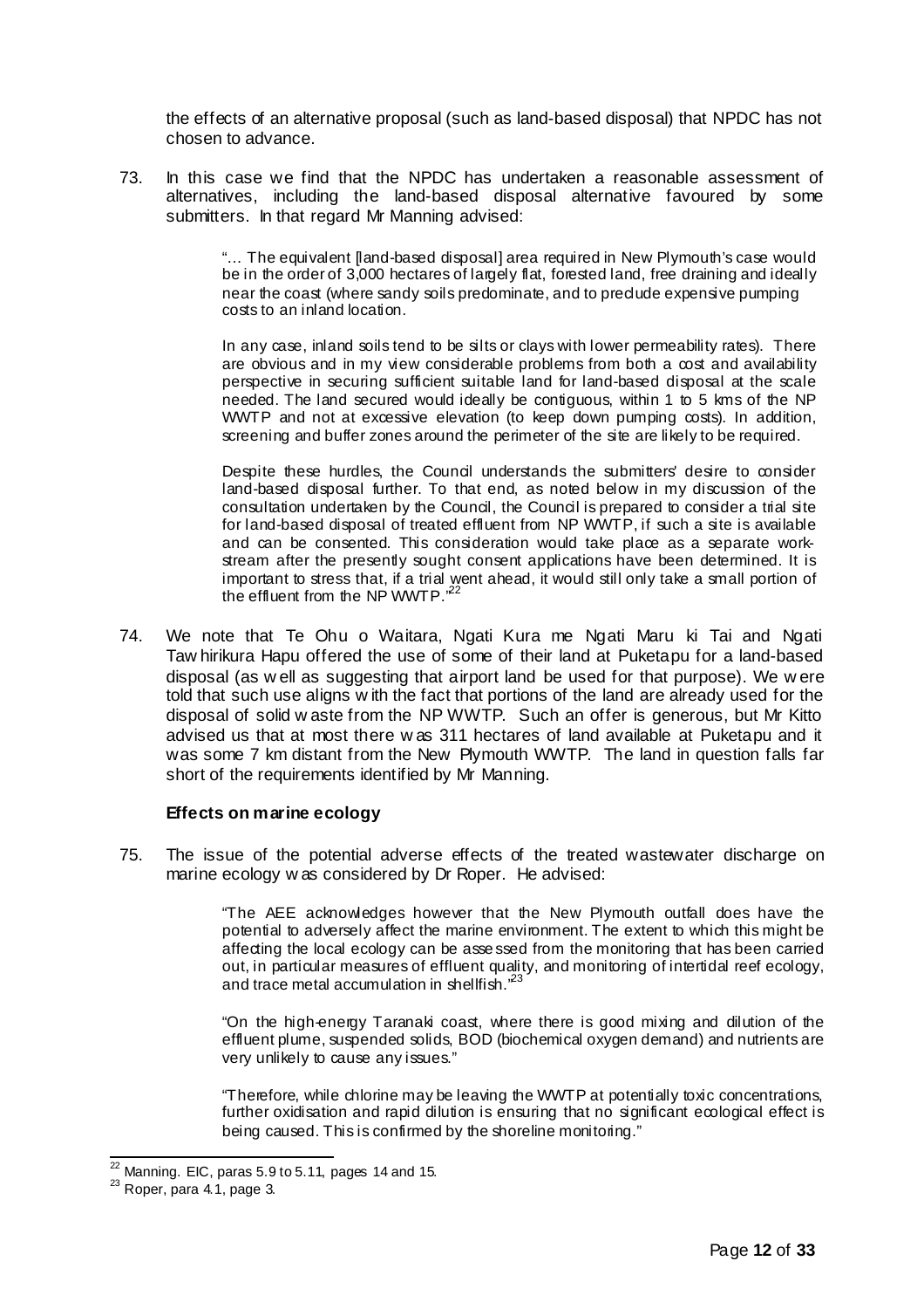the effects of an alternative proposal (such as land-based disposal) that NPDC has not chosen to advance.

73. In this case we find that the NPDC has undertaken a reasonable assessment of alternatives, including the land-based disposal alternative favoured by some submitters. In that regard Mr Manning advised:

> "… The equivalent [land-based disposal] area required in New Plymouth's case would be in the order of 3,000 hectares of largely flat, forested land, free draining and ideally near the coast (where sandy soils predominate, and to preclude expensive pumping costs to an inland location.
>
> In any case, inland soils tend to be silts or clays with lower permeability rates). There are obvious and in my view considerable problems from both a cost and availability perspective in securing sufficient suitable land for land-based disposal at the scale needed. The land secured would ideally be contiguous, within 1 to 5 kms of the NP WWTP and not at excessive elevation (to keep down pumping costs). In addition, screening and buffer zones around the perimeter of the site are likely to be required.
>
> Despite these hurdles, the Council understands the submitters' desire to consider land-based disposal further. To that end, as noted below in my discussion of the consultation undertaken by the Council, the Council is prepared to consider a trial site for land-based disposal of treated effluent from NP WWTP, if such a site is available and can be consented. This consideration would take place as a separate work-stream after the presently sought consent applications have been determined. It is important to stress that, if a trial went ahead, it would still only take a small portion of the effluent from the NP WWTP."[22]

74. We note that Te Ohu o Waitara, Ngati Kura me Ngati Maru ki Tai and Ngati Tawhirikura Hapu offered the use of some of their land at Puketapu for a land-based disposal (as well as suggesting that airport land be used for that purpose). We were told that such use aligns with the fact that portions of the land are already used for the disposal of solid waste from the NP WWTP. Such an offer is generous, but Mr Kitto advised us that at most there was 311 hectares of land available at Puketapu and it was some 7 km distant from the New Plymouth WWTP. The land in question falls far short of the requirements identified by Mr Manning.

### Effects on marine ecology

75. The issue of the potential adverse effects of the treated wastewater discharge on marine ecology was considered by Dr Roper. He advised:

> "The AEE acknowledges however that the New Plymouth outfall does have the potential to adversely affect the marine environment. The extent to which this might be affecting the local ecology can be assessed from the monitoring that has been carried out, in particular measures of effluent quality, and monitoring of intertidal reef ecology, and trace metal accumulation in shellfish."[23]
>
> "On the high-energy Taranaki coast, where there is good mixing and dilution of the effluent plume, suspended solids, BOD (biochemical oxygen demand) and nutrients are very unlikely to cause any issues."
>
> "Therefore, while chlorine may be leaving the WWTP at potentially toxic concentrations, further oxidisation and rapid dilution is ensuring that no significant ecological effect is being caused. This is confirmed by the shoreline monitoring."

---

[22] Manning. EIC, paras 5.9 to 5.11, pages 14 and 15.

[23] Roper, para 4.1, page 3.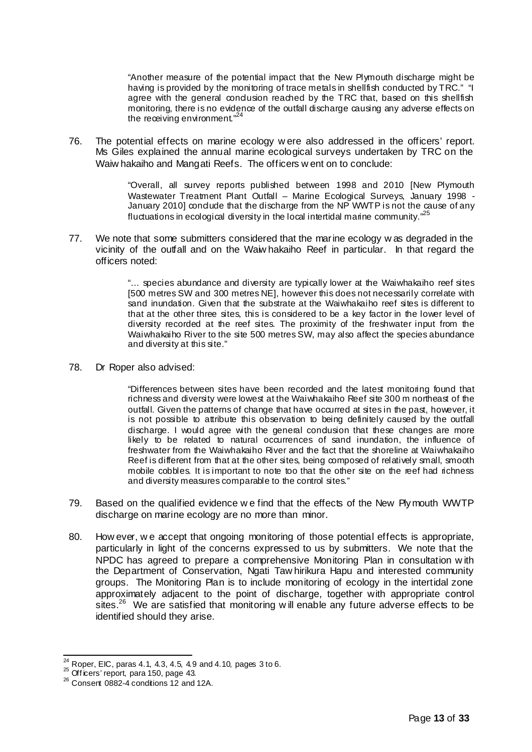> "Another measure of the potential impact that the New Plymouth discharge might be having is provided by the monitoring of trace metals in shellfish conducted by TRC." "I agree with the general conclusion reached by the TRC that, based on this shellfish monitoring, there is no evidence of the outfall discharge causing any adverse effects on the receiving environment."[24]

76. The potential effects on marine ecology were also addressed in the officers' report. Ms Giles explained the annual marine ecological surveys undertaken by TRC on the Waiwhakaiho and Mangati Reefs. The officers went on to conclude:

> "Overall, all survey reports published between 1998 and 2010 [New Plymouth Wastewater Treatment Plant Outfall – Marine Ecological Surveys, January 1998 - January 2010] conclude that the discharge from the NP WWTP is not the cause of any fluctuations in ecological diversity in the local intertidal marine community."[25]

77. We note that some submitters considered that the marine ecology was degraded in the vicinity of the outfall and on the Waiwhakaiho Reef in particular. In that regard the officers noted:

> "… species abundance and diversity are typically lower at the Waiwhakaiho reef sites [500 metres SW and 300 metres NE], however this does not necessarily correlate with sand inundation. Given that the substrate at the Waiwhakaiho reef sites is different to that at the other three sites, this is considered to be a key factor in the lower level of diversity recorded at the reef sites. The proximity of the freshwater input from the Waiwhakaiho River to the site 500 metres SW, may also affect the species abundance and diversity at this site."

78. Dr Roper also advised:

> "Differences between sites have been recorded and the latest monitoring found that richness and diversity were lowest at the Waiwhakaiho Reef site 300 m northeast of the outfall. Given the patterns of change that have occurred at sites in the past, however, it is not possible to attribute this observation to being definitely caused by the outfall discharge. I would agree with the general conclusion that these changes are more likely to be related to natural occurrences of sand inundation, the influence of freshwater from the Waiwhakaiho River and the fact that the shoreline at Waiwhakaiho Reef is different from that at the other sites, being composed of relatively small, smooth mobile cobbles. It is important to note too that the other site on the reef had richness and diversity measures comparable to the control sites."

79. Based on the qualified evidence we find that the effects of the New Plymouth WWTP discharge on marine ecology are no more than minor.

80. However, we accept that ongoing monitoring of those potential effects is appropriate, particularly in light of the concerns expressed to us by submitters. We note that the NPDC has agreed to prepare a comprehensive Monitoring Plan in consultation with the Department of Conservation, Ngati Tawhirikura Hapu and interested community groups. The Monitoring Plan is to include monitoring of ecology in the intertidal zone approximately adjacent to the point of discharge, together with appropriate control sites.[26] We are satisfied that monitoring will enable any future adverse effects to be identified should they arise.

---

[24] Roper, EIC, paras 4.1, 4.3, 4.5, 4.9 and 4.10, pages 3 to 6.
[25] Officers' report, para 150, page 43.
[26] Consent 0882-4 conditions 12 and 12A.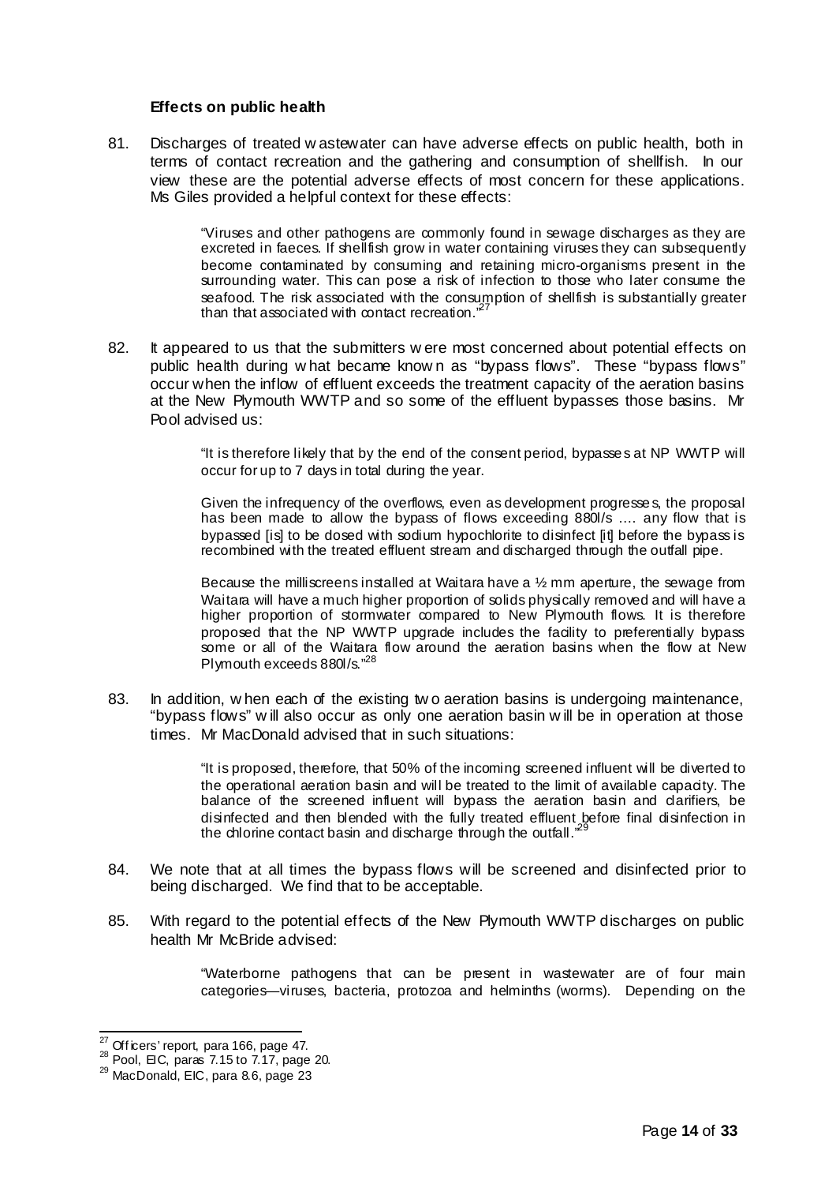**Effects on public health**

81. Discharges of treated wastewater can have adverse effects on public health, both in terms of contact recreation and the gathering and consumption of shellfish. In our view these are the potential adverse effects of most concern for these applications. Ms Giles provided a helpful context for these effects:

> "Viruses and other pathogens are commonly found in sewage discharges as they are excreted in faeces. If shellfish grow in water containing viruses they can subsequently become contaminated by consuming and retaining micro-organisms present in the surrounding water. This can pose a risk of infection to those who later consume the seafood. The risk associated with the consumption of shellfish is substantially greater than that associated with contact recreation."[27]

82. It appeared to us that the submitters were most concerned about potential effects on public health during what became known as "bypass flows". These "bypass flows" occur when the inflow of effluent exceeds the treatment capacity of the aeration basins at the New Plymouth WWTP and so some of the effluent bypasses those basins. Mr Pool advised us:

> "It is therefore likely that by the end of the consent period, bypasses at NP WWTP will occur for up to 7 days in total during the year.
>
> Given the infrequency of the overflows, even as development progresses, the proposal has been made to allow the bypass of flows exceeding 880l/s …. any flow that is bypassed [is] to be dosed with sodium hypochlorite to disinfect [it] before the bypass is recombined with the treated effluent stream and discharged through the outfall pipe.
>
> Because the milliscreens installed at Waitara have a ½ mm aperture, the sewage from Waitara will have a much higher proportion of solids physically removed and will have a higher proportion of stormwater compared to New Plymouth flows. It is therefore proposed that the NP WWTP upgrade includes the facility to preferentially bypass some or all of the Waitara flow around the aeration basins when the flow at New Plymouth exceeds 880l/s."[28]

83. In addition, when each of the existing two aeration basins is undergoing maintenance, "bypass flows" will also occur as only one aeration basin will be in operation at those times. Mr MacDonald advised that in such situations:

> "It is proposed, therefore, that 50% of the incoming screened influent will be diverted to the operational aeration basin and will be treated to the limit of available capacity. The balance of the screened influent will bypass the aeration basin and clarifiers, be disinfected and then blended with the fully treated effluent before final disinfection in the chlorine contact basin and discharge through the outfall."[29]

84. We note that at all times the bypass flows will be screened and disinfected prior to being discharged. We find that to be acceptable.

85. With regard to the potential effects of the New Plymouth WWTP discharges on public health Mr McBride advised:

> "Waterborne pathogens that can be present in wastewater are of four main categories—viruses, bacteria, protozoa and helminths (worms). Depending on the

---

[27] Officers' report, para 166, page 47.

[28] Pool, EIC, paras 7.15 to 7.17, page 20.

[29] MacDonald, EIC, para 8.6, page 23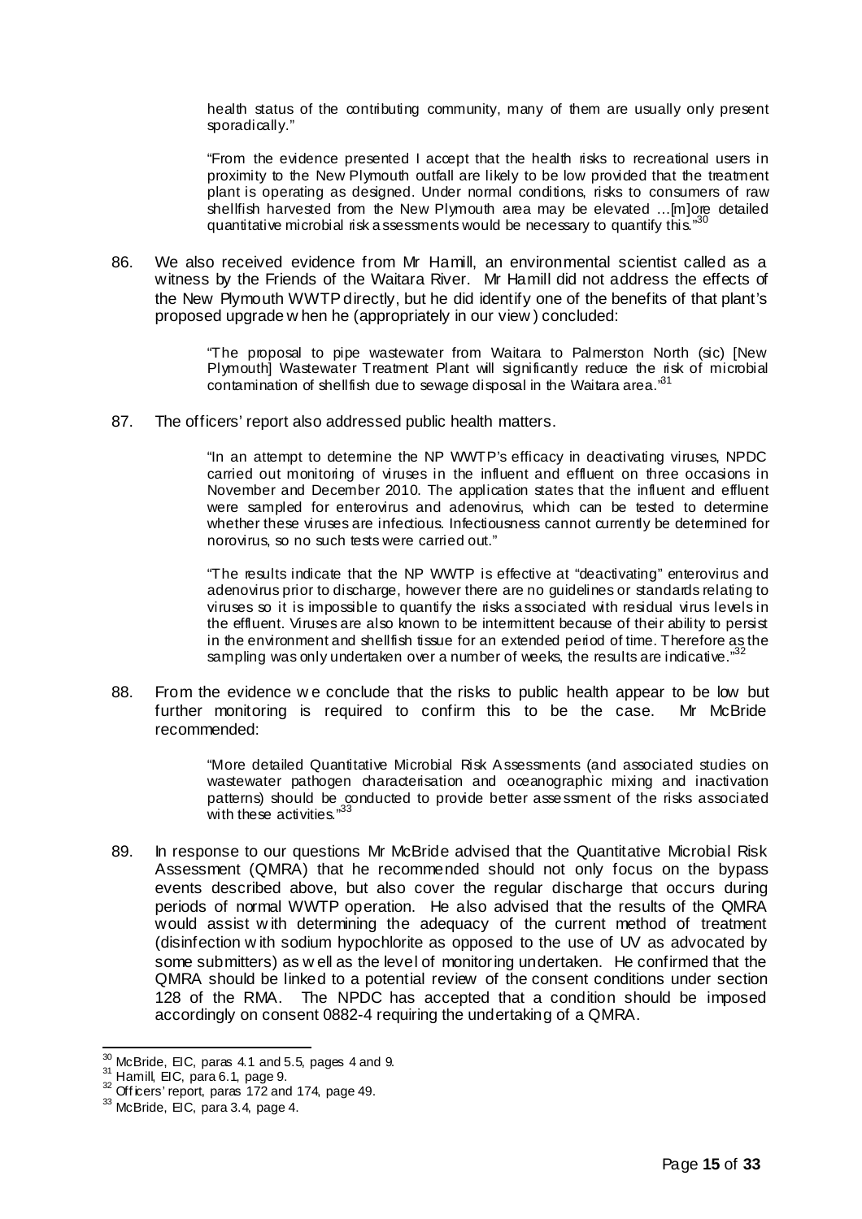> health status of the contributing community, many of them are usually only present sporadically."
>
> "From the evidence presented I accept that the health risks to recreational users in proximity to the New Plymouth outfall are likely to be low provided that the treatment plant is operating as designed. Under normal conditions, risks to consumers of raw shellfish harvested from the New Plymouth area may be elevated …[m]ore detailed quantitative microbial risk assessments would be necessary to quantify this."[30]

86. We also received evidence from Mr Hamill, an environmental scientist called as a witness by the Friends of the Waitara River. Mr Hamill did not address the effects of the New Plymouth WWTP directly, but he did identify one of the benefits of that plant's proposed upgrade when he (appropriately in our view) concluded:

> "The proposal to pipe wastewater from Waitara to Palmerston North (sic) [New Plymouth] Wastewater Treatment Plant will significantly reduce the risk of microbial contamination of shellfish due to sewage disposal in the Waitara area."[31]

87. The officers' report also addressed public health matters.

> "In an attempt to determine the NP WWTP's efficacy in deactivating viruses, NPDC carried out monitoring of viruses in the influent and effluent on three occasions in November and December 2010. The application states that the influent and effluent were sampled for enterovirus and adenovirus, which can be tested to determine whether these viruses are infectious. Infectiousness cannot currently be determined for norovirus, so no such tests were carried out."
>
> "The results indicate that the NP WWTP is effective at "deactivating" enterovirus and adenovirus prior to discharge, however there are no guidelines or standards relating to viruses so it is impossible to quantify the risks associated with residual virus levels in the effluent. Viruses are also known to be intermittent because of their ability to persist in the environment and shellfish tissue for an extended period of time. Therefore as the sampling was only undertaken over a number of weeks, the results are indicative."[32]

88. From the evidence we conclude that the risks to public health appear to be low but further monitoring is required to confirm this to be the case. Mr McBride recommended:

> "More detailed Quantitative Microbial Risk Assessments (and associated studies on wastewater pathogen characterisation and oceanographic mixing and inactivation patterns) should be conducted to provide better assessment of the risks associated with these activities."[33]

89. In response to our questions Mr McBride advised that the Quantitative Microbial Risk Assessment (QMRA) that he recommended should not only focus on the bypass events described above, but also cover the regular discharge that occurs during periods of normal WWTP operation. He also advised that the results of the QMRA would assist with determining the adequacy of the current method of treatment (disinfection with sodium hypochlorite as opposed to the use of UV as advocated by some submitters) as well as the level of monitoring undertaken. He confirmed that the QMRA should be linked to a potential review of the consent conditions under section 128 of the RMA. The NPDC has accepted that a condition should be imposed accordingly on consent 0882-4 requiring the undertaking of a QMRA.

---

[30] McBride, EIC, paras 4.1 and 5.5, pages 4 and 9.
[31] Hamill, EIC, para 6.1, page 9.
[32] Officers' report, paras 172 and 174, page 49.
[33] McBride, EIC, para 3.4, page 4.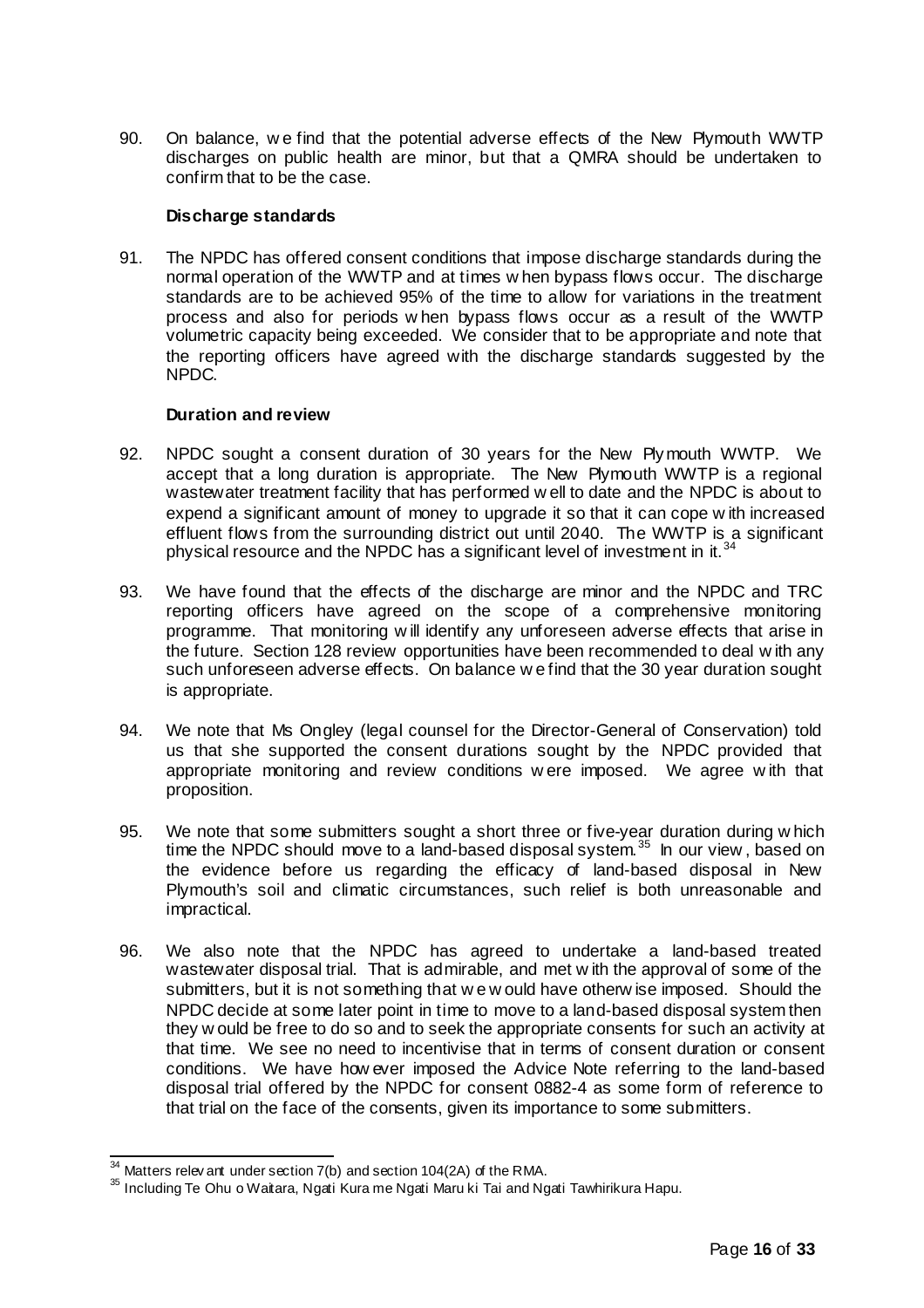90. On balance, we find that the potential adverse effects of the New Plymouth WWTP discharges on public health are minor, but that a QMRA should be undertaken to confirm that to be the case.

**Discharge standards**

91. The NPDC has offered consent conditions that impose discharge standards during the normal operation of the WWTP and at times when bypass flows occur. The discharge standards are to be achieved 95% of the time to allow for variations in the treatment process and also for periods when bypass flows occur as a result of the WWTP volumetric capacity being exceeded. We consider that to be appropriate and note that the reporting officers have agreed with the discharge standards suggested by the NPDC.

**Duration and review**

92. NPDC sought a consent duration of 30 years for the New Plymouth WWTP. We accept that a long duration is appropriate. The New Plymouth WWTP is a regional wastewater treatment facility that has performed well to date and the NPDC is about to expend a significant amount of money to upgrade it so that it can cope with increased effluent flows from the surrounding district out until 2040. The WWTP is a significant physical resource and the NPDC has a significant level of investment in it.[34]

93. We have found that the effects of the discharge are minor and the NPDC and TRC reporting officers have agreed on the scope of a comprehensive monitoring programme. That monitoring will identify any unforeseen adverse effects that arise in the future. Section 128 review opportunities have been recommended to deal with any such unforeseen adverse effects. On balance we find that the 30 year duration sought is appropriate.

94. We note that Ms Ongley (legal counsel for the Director-General of Conservation) told us that she supported the consent durations sought by the NPDC provided that appropriate monitoring and review conditions were imposed. We agree with that proposition.

95. We note that some submitters sought a short three or five-year duration during which time the NPDC should move to a land-based disposal system.[35] In our view, based on the evidence before us regarding the efficacy of land-based disposal in New Plymouth's soil and climatic circumstances, such relief is both unreasonable and impractical.

96. We also note that the NPDC has agreed to undertake a land-based treated wastewater disposal trial. That is admirable, and met with the approval of some of the submitters, but it is not something that we would have otherwise imposed. Should the NPDC decide at some later point in time to move to a land-based disposal system then they would be free to do so and to seek the appropriate consents for such an activity at that time. We see no need to incentivise that in terms of consent duration or consent conditions. We have however imposed the Advice Note referring to the land-based disposal trial offered by the NPDC for consent 0882-4 as some form of reference to that trial on the face of the consents, given its importance to some submitters.

---

[34] Matters relevant under section 7(b) and section 104(2A) of the RMA.

[35] Including Te Ohu o Waitara, Ngati Kura me Ngati Maru ki Tai and Ngati Tawhirikura Hapu.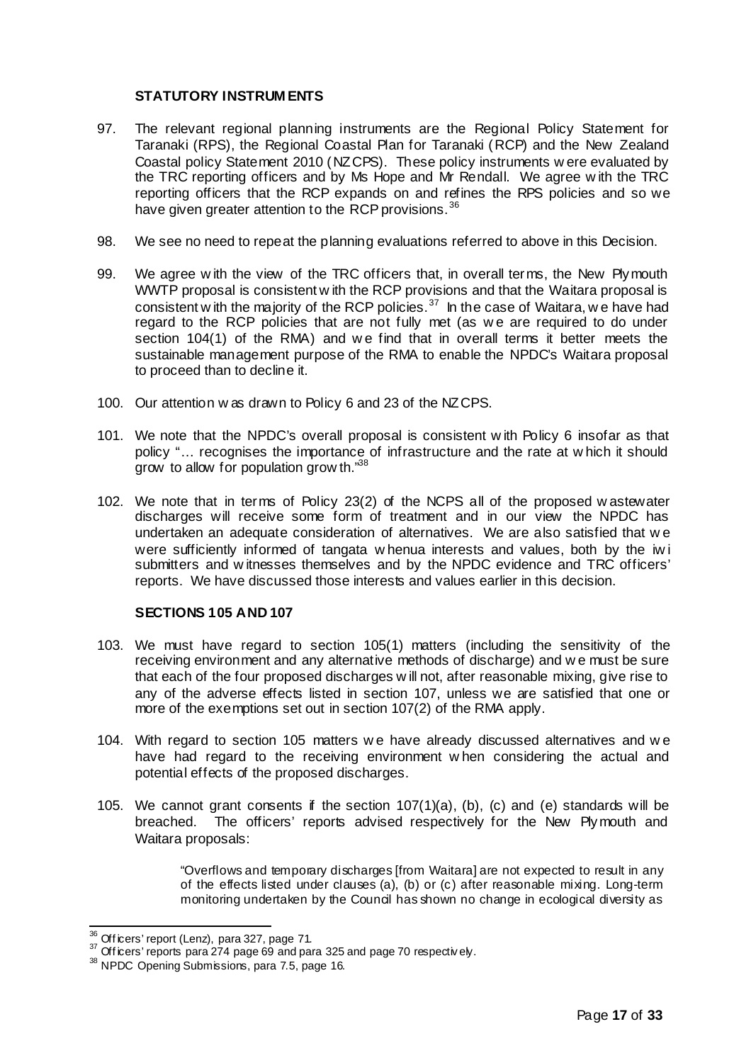## STATUTORY INSTRUMENTS

97. The relevant regional planning instruments are the Regional Policy Statement for Taranaki (RPS), the Regional Coastal Plan for Taranaki (RCP) and the New Zealand Coastal policy Statement 2010 (NZCPS). These policy instruments were evaluated by the TRC reporting officers and by Ms Hope and Mr Rendall. We agree with the TRC reporting officers that the RCP expands on and refines the RPS policies and so we have given greater attention to the RCP provisions.[36]

98. We see no need to repeat the planning evaluations referred to above in this Decision.

99. We agree with the view of the TRC officers that, in overall terms, the New Plymouth WWTP proposal is consistent with the RCP provisions and that the Waitara proposal is consistent with the majority of the RCP policies.[37] In the case of Waitara, we have had regard to the RCP policies that are not fully met (as we are required to do under section 104(1) of the RMA) and we find that in overall terms it better meets the sustainable management purpose of the RMA to enable the NPDC's Waitara proposal to proceed than to decline it.

100. Our attention was drawn to Policy 6 and 23 of the NZCPS.

101. We note that the NPDC's overall proposal is consistent with Policy 6 insofar as that policy "… recognises the importance of infrastructure and the rate at which it should grow to allow for population growth."[38]

102. We note that in terms of Policy 23(2) of the NCPS all of the proposed wastewater discharges will receive some form of treatment and in our view the NPDC has undertaken an adequate consideration of alternatives. We are also satisfied that we were sufficiently informed of tangata whenua interests and values, both by the iwi submitters and witnesses themselves and by the NPDC evidence and TRC officers' reports. We have discussed those interests and values earlier in this decision.

## SECTIONS 105 AND 107

103. We must have regard to section 105(1) matters (including the sensitivity of the receiving environment and any alternative methods of discharge) and we must be sure that each of the four proposed discharges will not, after reasonable mixing, give rise to any of the adverse effects listed in section 107, unless we are satisfied that one or more of the exemptions set out in section 107(2) of the RMA apply.

104. With regard to section 105 matters we have already discussed alternatives and we have had regard to the receiving environment when considering the actual and potential effects of the proposed discharges.

105. We cannot grant consents if the section 107(1)(a), (b), (c) and (e) standards will be breached. The officers' reports advised respectively for the New Plymouth and Waitara proposals:

> "Overflows and temporary discharges [from Waitara] are not expected to result in any of the effects listed under clauses (a), (b) or (c) after reasonable mixing. Long-term monitoring undertaken by the Council has shown no change in ecological diversity as

---

[36] Officers' report (Lenz), para 327, page 71.

[37] Officers' reports para 274 page 69 and para 325 and page 70 respectively.

[38] NPDC Opening Submissions, para 7.5, page 16.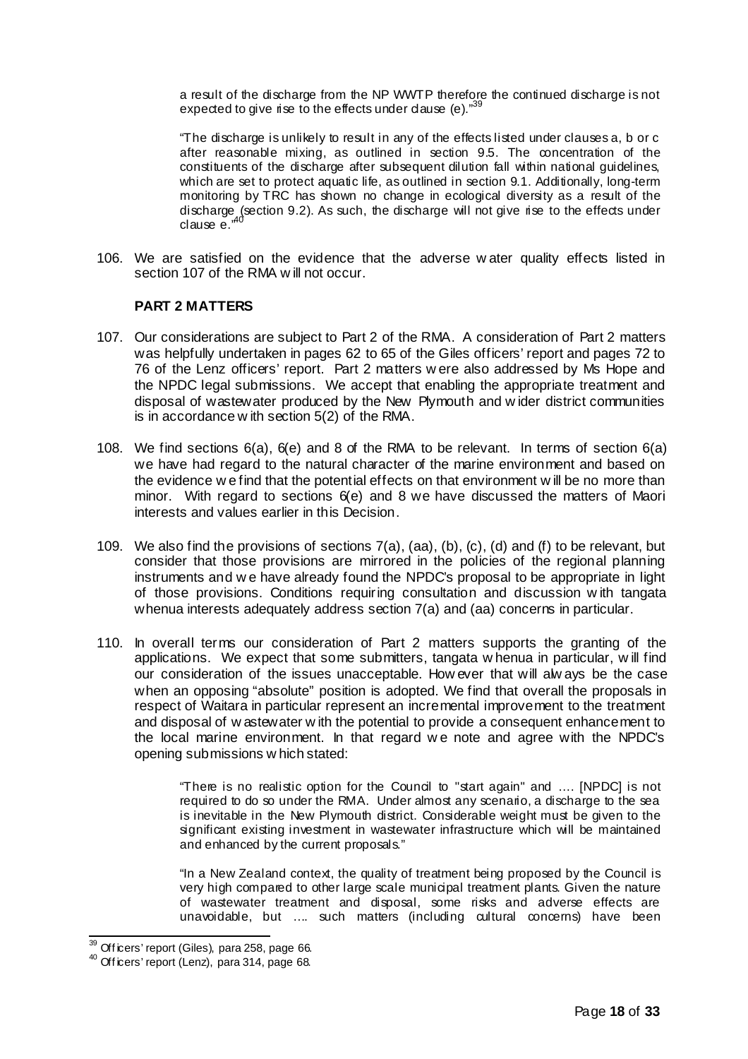> a result of the discharge from the NP WWTP therefore the continued discharge is not expected to give rise to the effects under clause (e)."[39]

> "The discharge is unlikely to result in any of the effects listed under clauses a, b or c after reasonable mixing, as outlined in section 9.5. The concentration of the constituents of the discharge after subsequent dilution fall within national guidelines, which are set to protect aquatic life, as outlined in section 9.1. Additionally, long-term monitoring by TRC has shown no change in ecological diversity as a result of the discharge (section 9.2). As such, the discharge will not give rise to the effects under clause e."[40]

106. We are satisfied on the evidence that the adverse water quality effects listed in section 107 of the RMA will not occur.

**PART 2 MATTERS**

107. Our considerations are subject to Part 2 of the RMA. A consideration of Part 2 matters was helpfully undertaken in pages 62 to 65 of the Giles officers' report and pages 72 to 76 of the Lenz officers' report. Part 2 matters were also addressed by Ms Hope and the NPDC legal submissions. We accept that enabling the appropriate treatment and disposal of wastewater produced by the New Plymouth and wider district communities is in accordance with section 5(2) of the RMA.

108. We find sections 6(a), 6(e) and 8 of the RMA to be relevant. In terms of section 6(a) we have had regard to the natural character of the marine environment and based on the evidence we find that the potential effects on that environment will be no more than minor. With regard to sections 6(e) and 8 we have discussed the matters of Maori interests and values earlier in this Decision.

109. We also find the provisions of sections 7(a), (aa), (b), (c), (d) and (f) to be relevant, but consider that those provisions are mirrored in the policies of the regional planning instruments and we have already found the NPDC's proposal to be appropriate in light of those provisions. Conditions requiring consultation and discussion with tangata whenua interests adequately address section 7(a) and (aa) concerns in particular.

110. In overall terms our consideration of Part 2 matters supports the granting of the applications. We expect that some submitters, tangata whenua in particular, will find our consideration of the issues unacceptable. However that will always be the case when an opposing "absolute" position is adopted. We find that overall the proposals in respect of Waitara in particular represent an incremental improvement to the treatment and disposal of wastewater with the potential to provide a consequent enhancement to the local marine environment. In that regard we note and agree with the NPDC's opening submissions which stated:

> "There is no realistic option for the Council to "start again" and …. [NPDC] is not required to do so under the RMA. Under almost any scenario, a discharge to the sea is inevitable in the New Plymouth district. Considerable weight must be given to the significant existing investment in wastewater infrastructure which will be maintained and enhanced by the current proposals."

> "In a New Zealand context, the quality of treatment being proposed by the Council is very high compared to other large scale municipal treatment plants. Given the nature of wastewater treatment and disposal, some risks and adverse effects are unavoidable, but …. such matters (including cultural concerns) have been

[39] Officers' report (Giles), para 258, page 66.
[40] Officers' report (Lenz), para 314, page 68.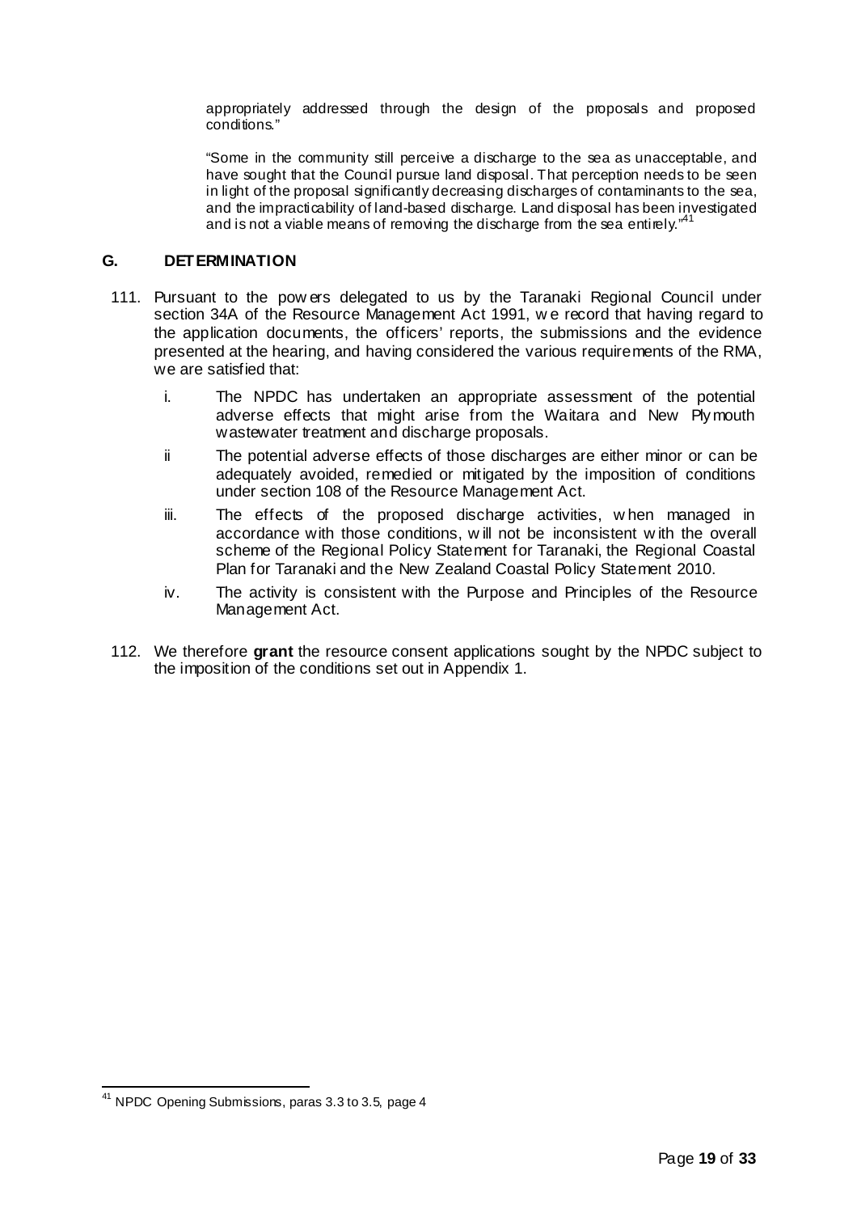appropriately addressed through the design of the proposals and proposed conditions."

"Some in the community still perceive a discharge to the sea as unacceptable, and have sought that the Council pursue land disposal. That perception needs to be seen in light of the proposal significantly decreasing discharges of contaminants to the sea, and the impracticability of land-based discharge. Land disposal has been investigated and is not a viable means of removing the discharge from the sea entirely."[41]

## G. DETERMINATION

111. Pursuant to the powers delegated to us by the Taranaki Regional Council under section 34A of the Resource Management Act 1991, we record that having regard to the application documents, the officers' reports, the submissions and the evidence presented at the hearing, and having considered the various requirements of the RMA, we are satisfied that:

    i. The NPDC has undertaken an appropriate assessment of the potential adverse effects that might arise from the Waitara and New Plymouth wastewater treatment and discharge proposals.

    ii The potential adverse effects of those discharges are either minor or can be adequately avoided, remedied or mitigated by the imposition of conditions under section 108 of the Resource Management Act.

    iii. The effects of the proposed discharge activities, when managed in accordance with those conditions, will not be inconsistent with the overall scheme of the Regional Policy Statement for Taranaki, the Regional Coastal Plan for Taranaki and the New Zealand Coastal Policy Statement 2010.

    iv. The activity is consistent with the Purpose and Principles of the Resource Management Act.

112. We therefore **grant** the resource consent applications sought by the NPDC subject to the imposition of the conditions set out in Appendix 1.

---

[41] NPDC Opening Submissions, paras 3.3 to 3.5, page 4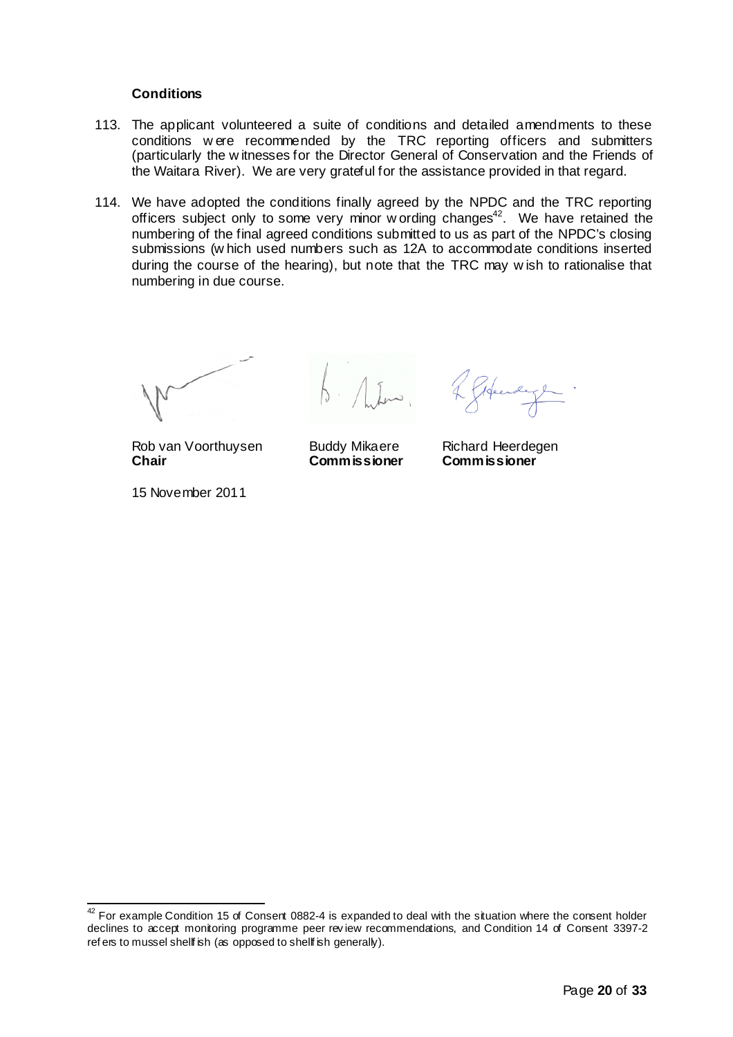**Conditions**

113. The applicant volunteered a suite of conditions and detailed amendments to these conditions were recommended by the TRC reporting officers and submitters (particularly the witnesses for the Director General of Conservation and the Friends of the Waitara River). We are very grateful for the assistance provided in that regard.

114. We have adopted the conditions finally agreed by the NPDC and the TRC reporting officers subject only to some very minor wording changes[42]. We have retained the numbering of the final agreed conditions submitted to us as part of the NPDC's closing submissions (which used numbers such as 12A to accommodate conditions inserted during the course of the hearing), but note that the TRC may wish to rationalise that numbering in due course.

| Rob van Voorthuysen | Buddy Mikaere | Richard Heerdegen |
|---|---|---|
| **Chair** | **Commissioner** | **Commissioner** |

15 November 2011

---

[42] For example Condition 15 of Consent 0882-4 is expanded to deal with the situation where the consent holder declines to accept monitoring programme peer review recommendations, and Condition 14 of Consent 3397-2 refers to mussel shellfish (as opposed to shellfish generally).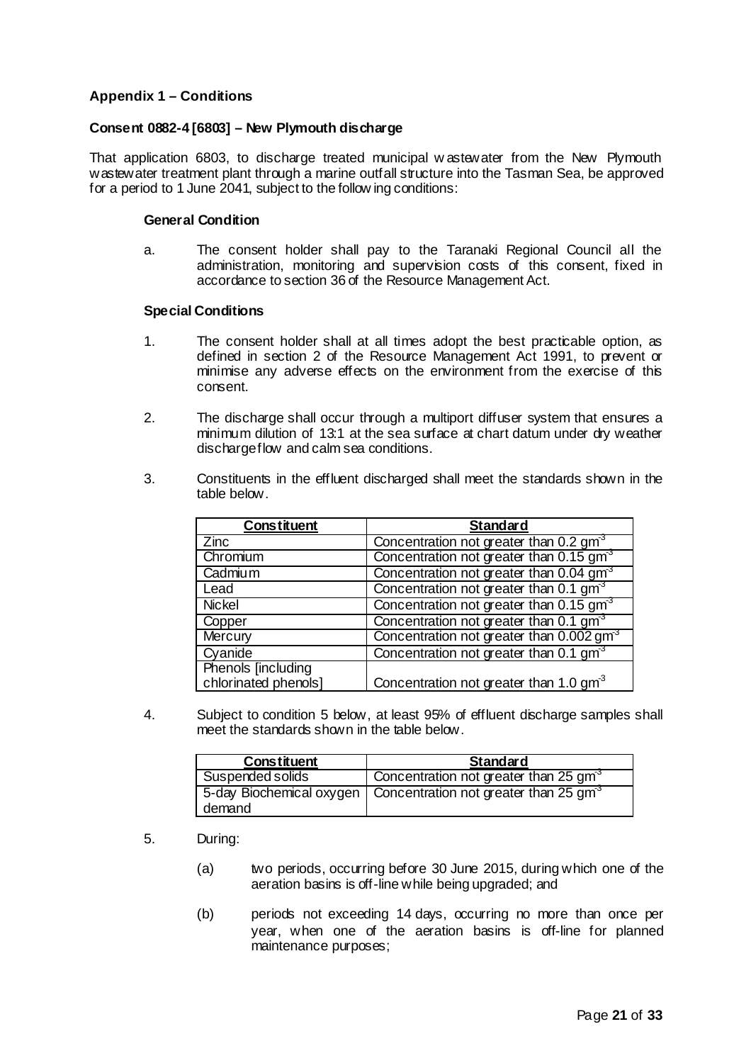### Appendix 1 – Conditions

#### Consent 0882-4 [6803] – New Plymouth discharge

That application 6803, to discharge treated municipal wastewater from the New Plymouth wastewater treatment plant through a marine outfall structure into the Tasman Sea, be approved for a period to 1 June 2041, subject to the following conditions:

**General Condition**

a. The consent holder shall pay to the Taranaki Regional Council all the administration, monitoring and supervision costs of this consent, fixed in accordance to section 36 of the Resource Management Act.

**Special Conditions**

1. The consent holder shall at all times adopt the best practicable option, as defined in section 2 of the Resource Management Act 1991, to prevent or minimise any adverse effects on the environment from the exercise of this consent.

2. The discharge shall occur through a multiport diffuser system that ensures a minimum dilution of 13:1 at the sea surface at chart datum under dry weather discharge flow and calm sea conditions.

3. Constituents in the effluent discharged shall meet the standards shown in the table below.

| Constituent | Standard |
|---|---|
| Zinc | Concentration not greater than 0.2 $gm^{-3}$ |
| Chromium | Concentration not greater than 0.15 $gm^{-3}$ |
| Cadmium | Concentration not greater than 0.04 $gm^{-3}$ |
| Lead | Concentration not greater than 0.1 $gm^{-3}$ |
| Nickel | Concentration not greater than 0.15 $gm^{-3}$ |
| Copper | Concentration not greater than 0.1 $gm^{-3}$ |
| Mercury | Concentration not greater than 0.002 $gm^{-3}$ |
| Cyanide | Concentration not greater than 0.1 $gm^{-3}$ |
| Phenols [including chlorinated phenols] | Concentration not greater than 1.0 $gm^{-3}$ |

4. Subject to condition 5 below, at least 95% of effluent discharge samples shall meet the standards shown in the table below.

| Constituent | Standard |
|---|---|
| Suspended solids | Concentration not greater than 25 $gm^{-3}$ |
| 5-day Biochemical oxygen demand | Concentration not greater than 25 $gm^{-3}$ |

5. During:

   (a) two periods, occurring before 30 June 2015, during which one of the aeration basins is off-line while being upgraded; and

   (b) periods not exceeding 14 days, occurring no more than once per year, when one of the aeration basins is off-line for planned maintenance purposes;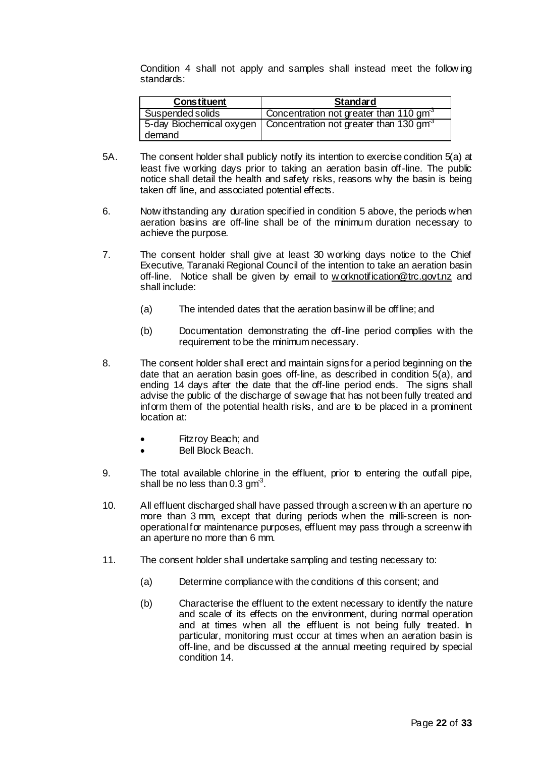Condition 4 shall not apply and samples shall instead meet the following standards:

| Constituent | Standard |
| --- | --- |
| Suspended solids | Concentration not greater than 110 $gm^{-3}$ |
| 5-day Biochemical oxygen demand | Concentration not greater than 130 $gm^{-3}$ |

5A. The consent holder shall publicly notify its intention to exercise condition 5(a) at least five working days prior to taking an aeration basin off-line. The public notice shall detail the health and safety risks, reasons why the basin is being taken off line, and associated potential effects.

6. Notwithstanding any duration specified in condition 5 above, the periods when aeration basins are off-line shall be of the minimum duration necessary to achieve the purpose.

7. The consent holder shall give at least 30 working days notice to the Chief Executive, Taranaki Regional Council of the intention to take an aeration basin off-line. Notice shall be given by email to worknotification@trc.govt.nz and shall include:

   (a) The intended dates that the aeration basin will be offline; and

   (b) Documentation demonstrating the off-line period complies with the requirement to be the minimum necessary.

8. The consent holder shall erect and maintain signs for a period beginning on the date that an aeration basin goes off-line, as described in condition 5(a), and ending 14 days after the date that the off-line period ends. The signs shall advise the public of the discharge of sewage that has not been fully treated and inform them of the potential health risks, and are to be placed in a prominent location at:

   - Fitzroy Beach; and
   - Bell Block Beach.

9. The total available chlorine in the effluent, prior to entering the outfall pipe, shall be no less than 0.3 $gm^{-3}$.

10. All effluent discharged shall have passed through a screen with an aperture no more than 3 mm, except that during periods when the milli-screen is non-operational for maintenance purposes, effluent may pass through a screen with an aperture no more than 6 mm.

11. The consent holder shall undertake sampling and testing necessary to:

    (a) Determine compliance with the conditions of this consent; and

    (b) Characterise the effluent to the extent necessary to identify the nature and scale of its effects on the environment, during normal operation and at times when all the effluent is not being fully treated. In particular, monitoring must occur at times when an aeration basin is off-line, and be discussed at the annual meeting required by special condition 14.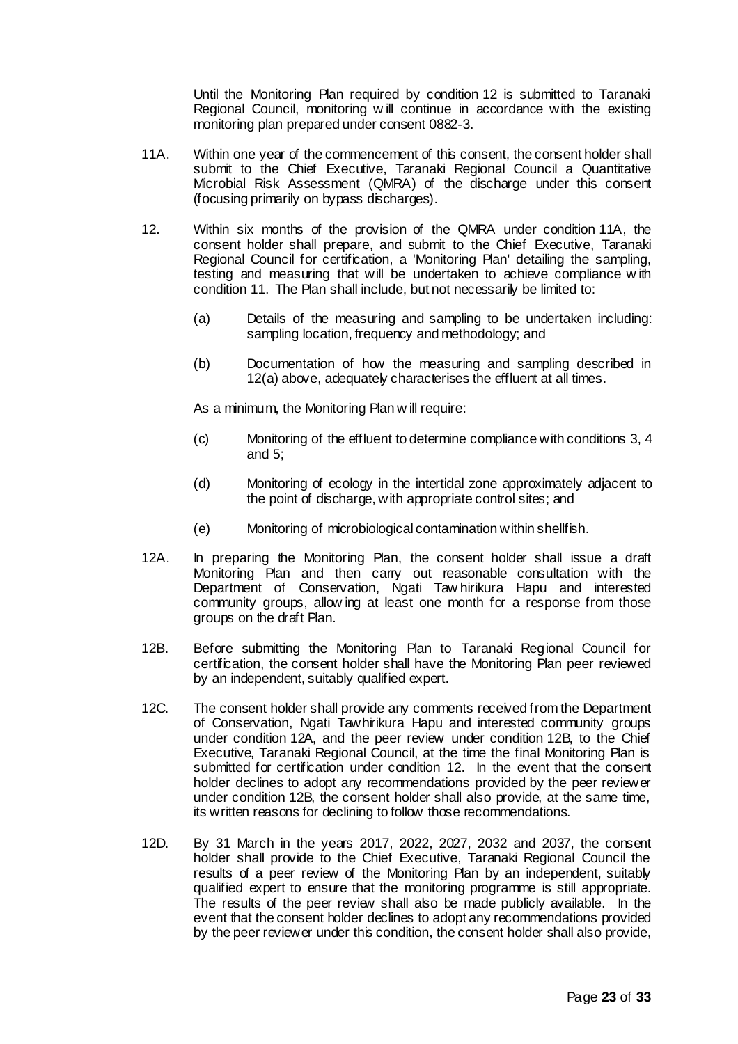Until the Monitoring Plan required by condition 12 is submitted to Taranaki Regional Council, monitoring will continue in accordance with the existing monitoring plan prepared under consent 0882-3.

11A. Within one year of the commencement of this consent, the consent holder shall submit to the Chief Executive, Taranaki Regional Council a Quantitative Microbial Risk Assessment (QMRA) of the discharge under this consent (focusing primarily on bypass discharges).

12. Within six months of the provision of the QMRA under condition 11A, the consent holder shall prepare, and submit to the Chief Executive, Taranaki Regional Council for certification, a 'Monitoring Plan' detailing the sampling, testing and measuring that will be undertaken to achieve compliance with condition 11. The Plan shall include, but not necessarily be limited to:

    (a) Details of the measuring and sampling to be undertaken including: sampling location, frequency and methodology; and

    (b) Documentation of how the measuring and sampling described in 12(a) above, adequately characterises the effluent at all times.

    As a minimum, the Monitoring Plan will require:

    (c) Monitoring of the effluent to determine compliance with conditions 3, 4 and 5;

    (d) Monitoring of ecology in the intertidal zone approximately adjacent to the point of discharge, with appropriate control sites; and

    (e) Monitoring of microbiological contamination within shellfish.

12A. In preparing the Monitoring Plan, the consent holder shall issue a draft Monitoring Plan and then carry out reasonable consultation with the Department of Conservation, Ngati Tawhirikura Hapu and interested community groups, allowing at least one month for a response from those groups on the draft Plan.

12B. Before submitting the Monitoring Plan to Taranaki Regional Council for certification, the consent holder shall have the Monitoring Plan peer reviewed by an independent, suitably qualified expert.

12C. The consent holder shall provide any comments received from the Department of Conservation, Ngati Tawhirikura Hapu and interested community groups under condition 12A, and the peer review under condition 12B, to the Chief Executive, Taranaki Regional Council, at the time the final Monitoring Plan is submitted for certification under condition 12. In the event that the consent holder declines to adopt any recommendations provided by the peer reviewer under condition 12B, the consent holder shall also provide, at the same time, its written reasons for declining to follow those recommendations.

12D. By 31 March in the years 2017, 2022, 2027, 2032 and 2037, the consent holder shall provide to the Chief Executive, Taranaki Regional Council the results of a peer review of the Monitoring Plan by an independent, suitably qualified expert to ensure that the monitoring programme is still appropriate. The results of the peer review shall also be made publicly available. In the event that the consent holder declines to adopt any recommendations provided by the peer reviewer under this condition, the consent holder shall also provide,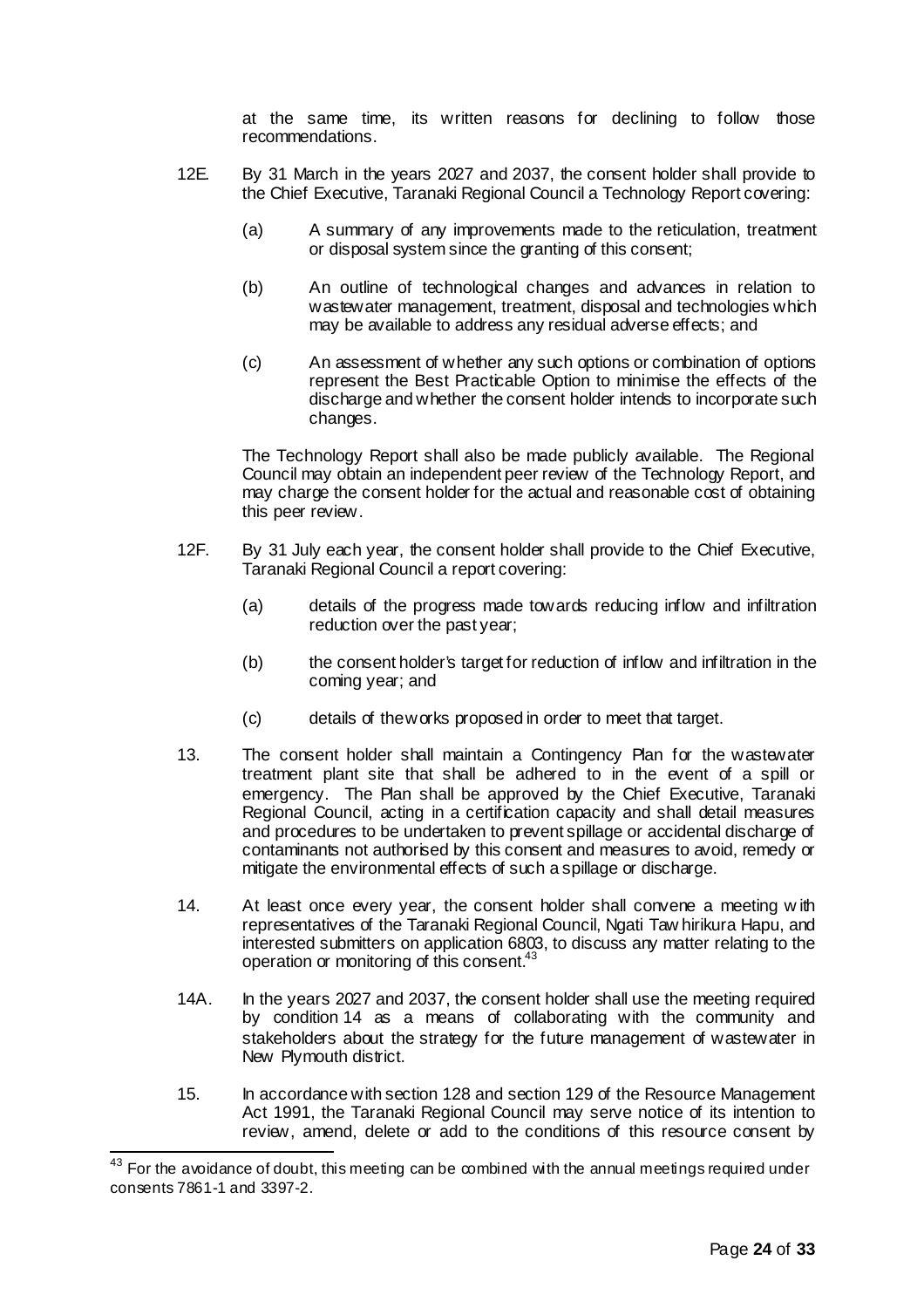at the same time, its written reasons for declining to follow those recommendations.

12E. By 31 March in the years 2027 and 2037, the consent holder shall provide to the Chief Executive, Taranaki Regional Council a Technology Report covering:

(a) A summary of any improvements made to the reticulation, treatment or disposal system since the granting of this consent;

(b) An outline of technological changes and advances in relation to wastewater management, treatment, disposal and technologies which may be available to address any residual adverse effects; and

(c) An assessment of whether any such options or combination of options represent the Best Practicable Option to minimise the effects of the discharge and whether the consent holder intends to incorporate such changes.

The Technology Report shall also be made publicly available. The Regional Council may obtain an independent peer review of the Technology Report, and may charge the consent holder for the actual and reasonable cost of obtaining this peer review.

12F. By 31 July each year, the consent holder shall provide to the Chief Executive, Taranaki Regional Council a report covering:

(a) details of the progress made towards reducing inflow and infiltration reduction over the past year;

(b) the consent holder's target for reduction of inflow and infiltration in the coming year; and

(c) details of the works proposed in order to meet that target.

13. The consent holder shall maintain a Contingency Plan for the wastewater treatment plant site that shall be adhered to in the event of a spill or emergency. The Plan shall be approved by the Chief Executive, Taranaki Regional Council, acting in a certification capacity and shall detail measures and procedures to be undertaken to prevent spillage or accidental discharge of contaminants not authorised by this consent and measures to avoid, remedy or mitigate the environmental effects of such a spillage or discharge.

14. At least once every year, the consent holder shall convene a meeting with representatives of the Taranaki Regional Council, Ngati Tawhirikura Hapu, and interested submitters on application 6803, to discuss any matter relating to the operation or monitoring of this consent.[43]

14A. In the years 2027 and 2037, the consent holder shall use the meeting required by condition 14 as a means of collaborating with the community and stakeholders about the strategy for the future management of wastewater in New Plymouth district.

15. In accordance with section 128 and section 129 of the Resource Management Act 1991, the Taranaki Regional Council may serve notice of its intention to review, amend, delete or add to the conditions of this resource consent by

[43] For the avoidance of doubt, this meeting can be combined with the annual meetings required under consents 7861-1 and 3397-2.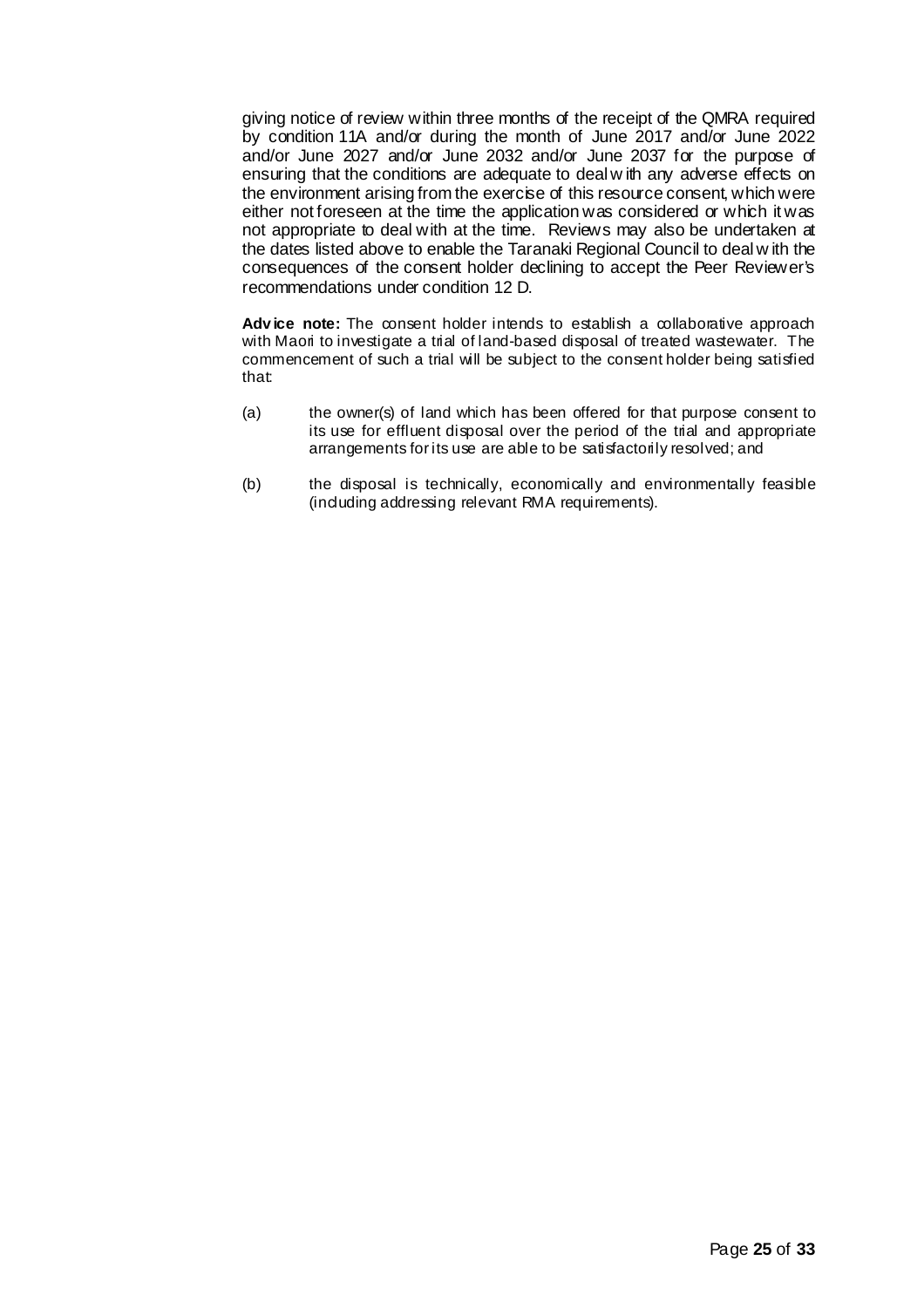giving notice of review within three months of the receipt of the QMRA required by condition 11A and/or during the month of June 2017 and/or June 2022 and/or June 2027 and/or June 2032 and/or June 2037 for the purpose of ensuring that the conditions are adequate to deal with any adverse effects on the environment arising from the exercise of this resource consent, which were either not foreseen at the time the application was considered or which it was not appropriate to deal with at the time. Reviews may also be undertaken at the dates listed above to enable the Taranaki Regional Council to deal with the consequences of the consent holder declining to accept the Peer Reviewer's recommendations under condition 12 D.

**Advice note:** The consent holder intends to establish a collaborative approach with Maori to investigate a trial of land-based disposal of treated wastewater. The commencement of such a trial will be subject to the consent holder being satisfied that:

(a) the owner(s) of land which has been offered for that purpose consent to its use for effluent disposal over the period of the trial and appropriate arrangements for its use are able to be satisfactorily resolved; and

(b) the disposal is technically, economically and environmentally feasible (including addressing relevant RMA requirements).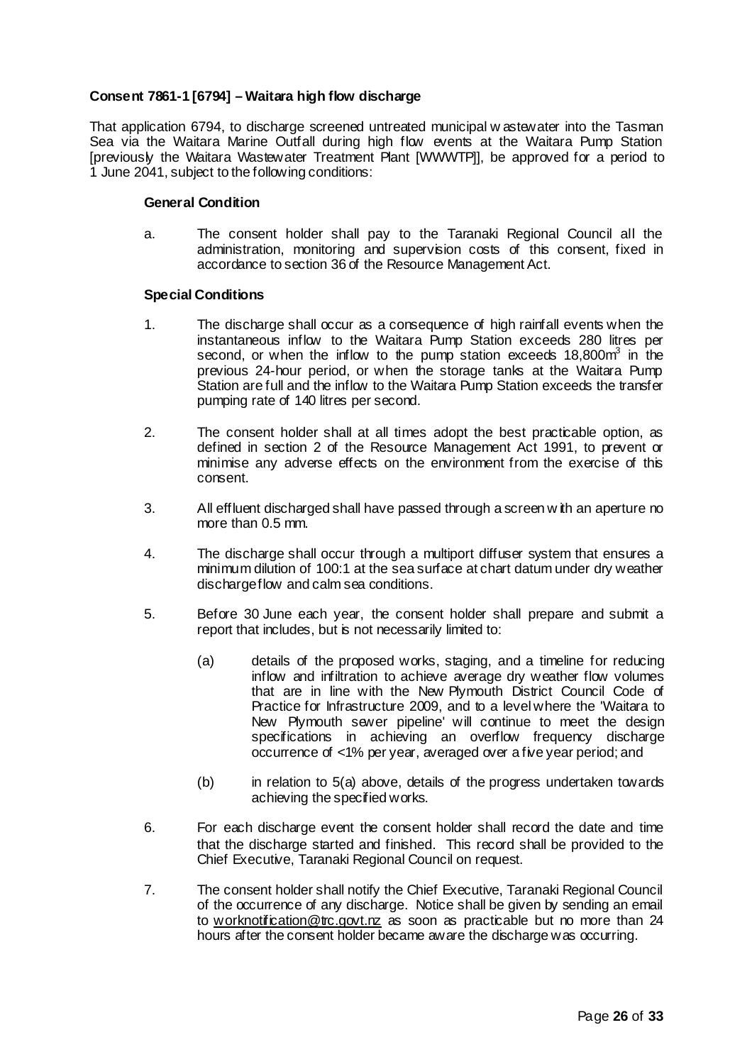**Consent 7861-1 [6794] – Waitara high flow discharge**

That application 6794, to discharge screened untreated municipal wastewater into the Tasman Sea via the Waitara Marine Outfall during high flow events at the Waitara Pump Station [previously the Waitara Wastewater Treatment Plant [WWWTP]], be approved for a period to 1 June 2041, subject to the following conditions:

**General Condition**

a. The consent holder shall pay to the Taranaki Regional Council all the administration, monitoring and supervision costs of this consent, fixed in accordance to section 36 of the Resource Management Act.

**Special Conditions**

1. The discharge shall occur as a consequence of high rainfall events when the instantaneous inflow to the Waitara Pump Station exceeds 280 litres per second, or when the inflow to the pump station exceeds 18,800m$^3$ in the previous 24-hour period, or when the storage tanks at the Waitara Pump Station are full and the inflow to the Waitara Pump Station exceeds the transfer pumping rate of 140 litres per second.

2. The consent holder shall at all times adopt the best practicable option, as defined in section 2 of the Resource Management Act 1991, to prevent or minimise any adverse effects on the environment from the exercise of this consent.

3. All effluent discharged shall have passed through a screen with an aperture no more than 0.5 mm.

4. The discharge shall occur through a multiport diffuser system that ensures a minimum dilution of 100:1 at the sea surface at chart datum under dry weather discharge flow and calm sea conditions.

5. Before 30 June each year, the consent holder shall prepare and submit a report that includes, but is not necessarily limited to:

   (a) details of the proposed works, staging, and a timeline for reducing inflow and infiltration to achieve average dry weather flow volumes that are in line with the New Plymouth District Council Code of Practice for Infrastructure 2009, and to a level where the 'Waitara to New Plymouth sewer pipeline' will continue to meet the design specifications in achieving an overflow frequency discharge occurrence of <1% per year, averaged over a five year period; and

   (b) in relation to 5(a) above, details of the progress undertaken towards achieving the specified works.

6. For each discharge event the consent holder shall record the date and time that the discharge started and finished. This record shall be provided to the Chief Executive, Taranaki Regional Council on request.

7. The consent holder shall notify the Chief Executive, Taranaki Regional Council of the occurrence of any discharge. Notice shall be given by sending an email to worknotification@trc.govt.nz as soon as practicable but no more than 24 hours after the consent holder became aware the discharge was occurring.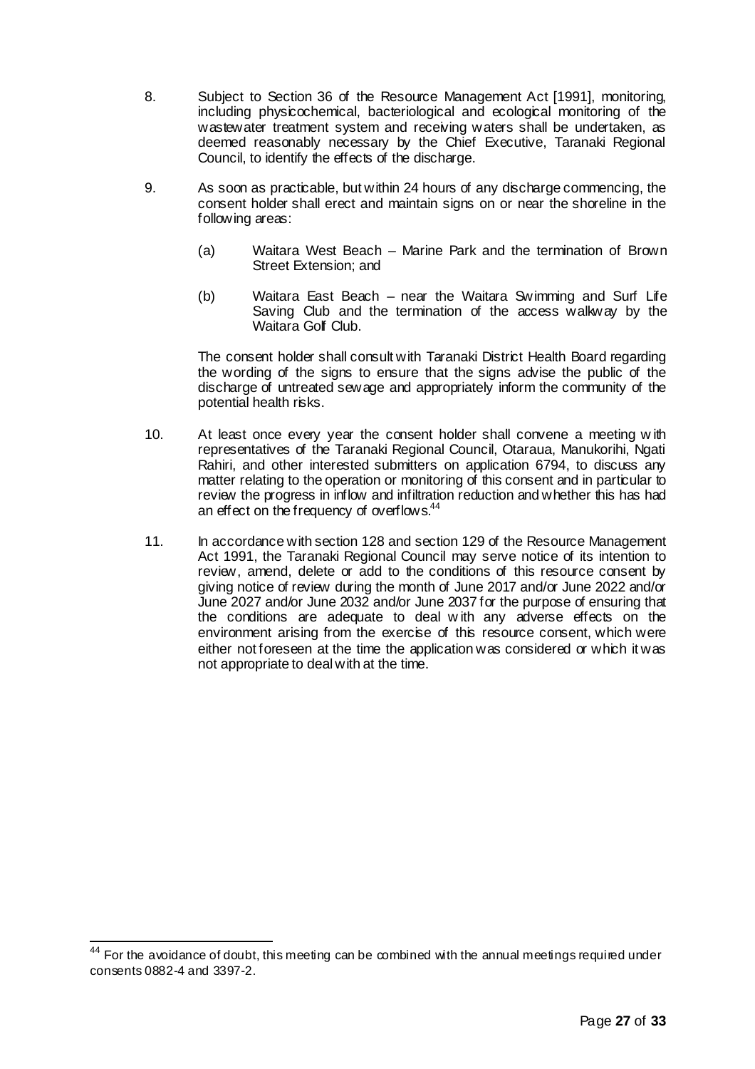8. Subject to Section 36 of the Resource Management Act [1991], monitoring, including physicochemical, bacteriological and ecological monitoring of the wastewater treatment system and receiving waters shall be undertaken, as deemed reasonably necessary by the Chief Executive, Taranaki Regional Council, to identify the effects of the discharge.

9. As soon as practicable, but within 24 hours of any discharge commencing, the consent holder shall erect and maintain signs on or near the shoreline in the following areas:

   (a) Waitara West Beach – Marine Park and the termination of Brown Street Extension; and

   (b) Waitara East Beach – near the Waitara Swimming and Surf Life Saving Club and the termination of the access walkway by the Waitara Golf Club.

   The consent holder shall consult with Taranaki District Health Board regarding the wording of the signs to ensure that the signs advise the public of the discharge of untreated sewage and appropriately inform the community of the potential health risks.

10. At least once every year the consent holder shall convene a meeting with representatives of the Taranaki Regional Council, Otaraua, Manukorihi, Ngati Rahiri, and other interested submitters on application 6794, to discuss any matter relating to the operation or monitoring of this consent and in particular to review the progress in inflow and infiltration reduction and whether this has had an effect on the frequency of overflows.[44]

11. In accordance with section 128 and section 129 of the Resource Management Act 1991, the Taranaki Regional Council may serve notice of its intention to review, amend, delete or add to the conditions of this resource consent by giving notice of review during the month of June 2017 and/or June 2022 and/or June 2027 and/or June 2032 and/or June 2037 for the purpose of ensuring that the conditions are adequate to deal with any adverse effects on the environment arising from the exercise of this resource consent, which were either not foreseen at the time the application was considered or which it was not appropriate to deal with at the time.

---

[44] For the avoidance of doubt, this meeting can be combined with the annual meetings required under consents 0882-4 and 3397-2.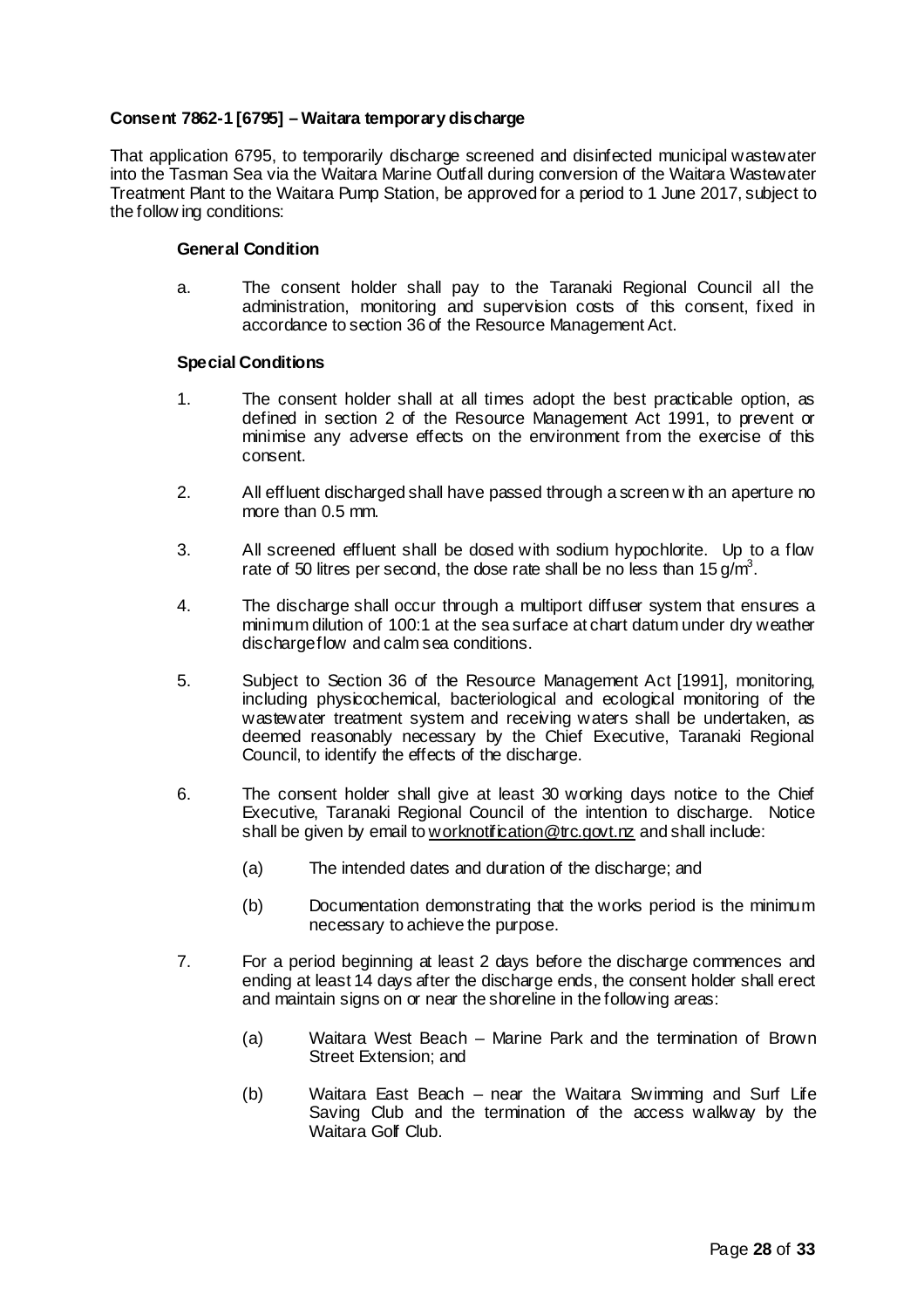**Consent 7862-1 [6795] – Waitara temporary discharge**

That application 6795, to temporarily discharge screened and disinfected municipal wastewater into the Tasman Sea via the Waitara Marine Outfall during conversion of the Waitara Wastewater Treatment Plant to the Waitara Pump Station, be approved for a period to 1 June 2017, subject to the following conditions:

**General Condition**

a. The consent holder shall pay to the Taranaki Regional Council all the administration, monitoring and supervision costs of this consent, fixed in accordance to section 36 of the Resource Management Act.

**Special Conditions**

1. The consent holder shall at all times adopt the best practicable option, as defined in section 2 of the Resource Management Act 1991, to prevent or minimise any adverse effects on the environment from the exercise of this consent.

2. All effluent discharged shall have passed through a screen with an aperture no more than 0.5 mm.

3. All screened effluent shall be dosed with sodium hypochlorite. Up to a flow rate of 50 litres per second, the dose rate shall be no less than 15 $g/m^3$.

4. The discharge shall occur through a multiport diffuser system that ensures a minimum dilution of 100:1 at the sea surface at chart datum under dry weather discharge flow and calm sea conditions.

5. Subject to Section 36 of the Resource Management Act [1991], monitoring, including physicochemical, bacteriological and ecological monitoring of the wastewater treatment system and receiving waters shall be undertaken, as deemed reasonably necessary by the Chief Executive, Taranaki Regional Council, to identify the effects of the discharge.

6. The consent holder shall give at least 30 working days notice to the Chief Executive, Taranaki Regional Council of the intention to discharge. Notice shall be given by email to worknotification@trc.govt.nz and shall include:

   (a) The intended dates and duration of the discharge; and

   (b) Documentation demonstrating that the works period is the minimum necessary to achieve the purpose.

7. For a period beginning at least 2 days before the discharge commences and ending at least 14 days after the discharge ends, the consent holder shall erect and maintain signs on or near the shoreline in the following areas:

   (a) Waitara West Beach – Marine Park and the termination of Brown Street Extension; and

   (b) Waitara East Beach – near the Waitara Swimming and Surf Life Saving Club and the termination of the access walkway by the Waitara Golf Club.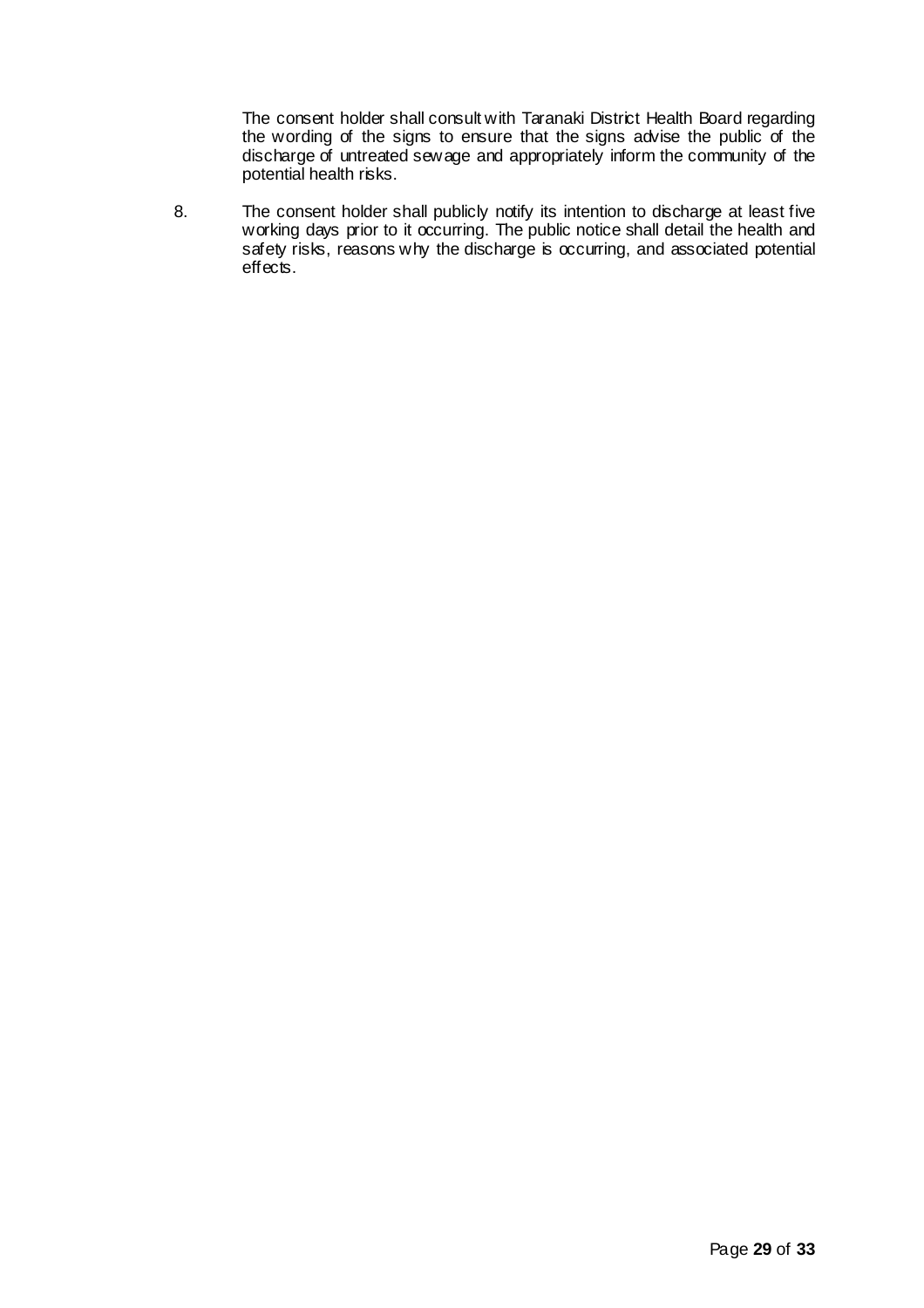The consent holder shall consult with Taranaki District Health Board regarding the wording of the signs to ensure that the signs advise the public of the discharge of untreated sewage and appropriately inform the community of the potential health risks.

8. The consent holder shall publicly notify its intention to discharge at least five working days prior to it occurring. The public notice shall detail the health and safety risks, reasons why the discharge is occurring, and associated potential effects.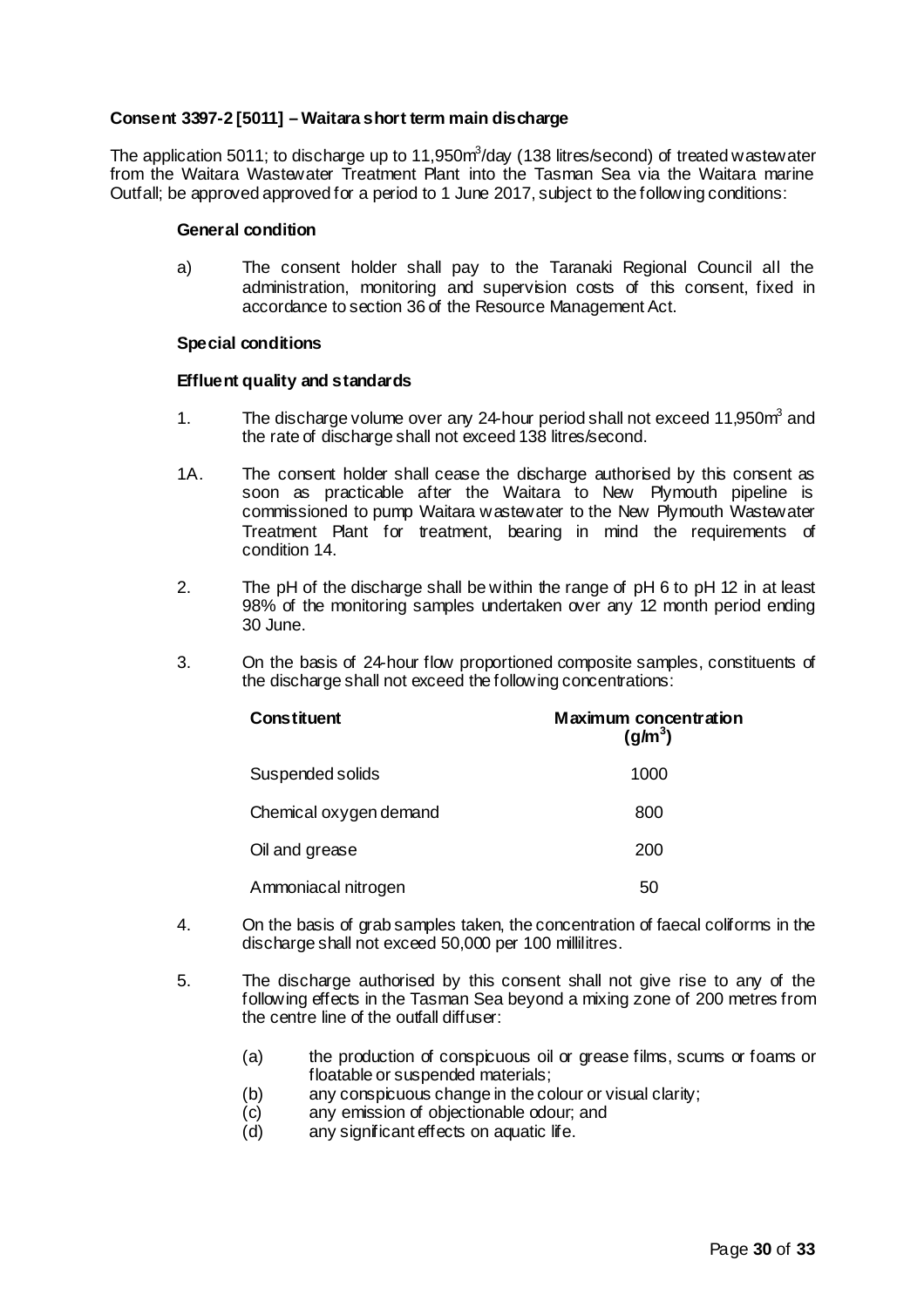**Consent 3397-2 [5011] – Waitara short term main discharge**

The application 5011; to discharge up to 11,950m$^3$/day (138 litres/second) of treated wastewater from the Waitara Wastewater Treatment Plant into the Tasman Sea via the Waitara marine Outfall; be approved approved for a period to 1 June 2017, subject to the following conditions:

**General condition**

a) The consent holder shall pay to the Taranaki Regional Council all the administration, monitoring and supervision costs of this consent, fixed in accordance to section 36 of the Resource Management Act.

**Special conditions**

**Effluent quality and standards**

1. The discharge volume over any 24-hour period shall not exceed 11,950m$^3$ and the rate of discharge shall not exceed 138 litres/second.

1A. The consent holder shall cease the discharge authorised by this consent as soon as practicable after the Waitara to New Plymouth pipeline is commissioned to pump Waitara wastewater to the New Plymouth Wastewater Treatment Plant for treatment, bearing in mind the requirements of condition 14.

2. The pH of the discharge shall be within the range of pH 6 to pH 12 in at least 98% of the monitoring samples undertaken over any 12 month period ending 30 June.

3. On the basis of 24-hour flow proportioned composite samples, constituents of the discharge shall not exceed the following concentrations:

| **Constituent** | **Maximum concentration (g/m$^3$)** |
|---|---|
| Suspended solids | 1000 |
| Chemical oxygen demand | 800 |
| Oil and grease | 200 |
| Ammoniacal nitrogen | 50 |

4. On the basis of grab samples taken, the concentration of faecal coliforms in the discharge shall not exceed 50,000 per 100 millilitres.

5. The discharge authorised by this consent shall not give rise to any of the following effects in the Tasman Sea beyond a mixing zone of 200 metres from the centre line of the outfall diffuser:

   (a) the production of conspicuous oil or grease films, scums or foams or floatable or suspended materials;
   (b) any conspicuous change in the colour or visual clarity;
   (c) any emission of objectionable odour; and
   (d) any significant effects on aquatic life.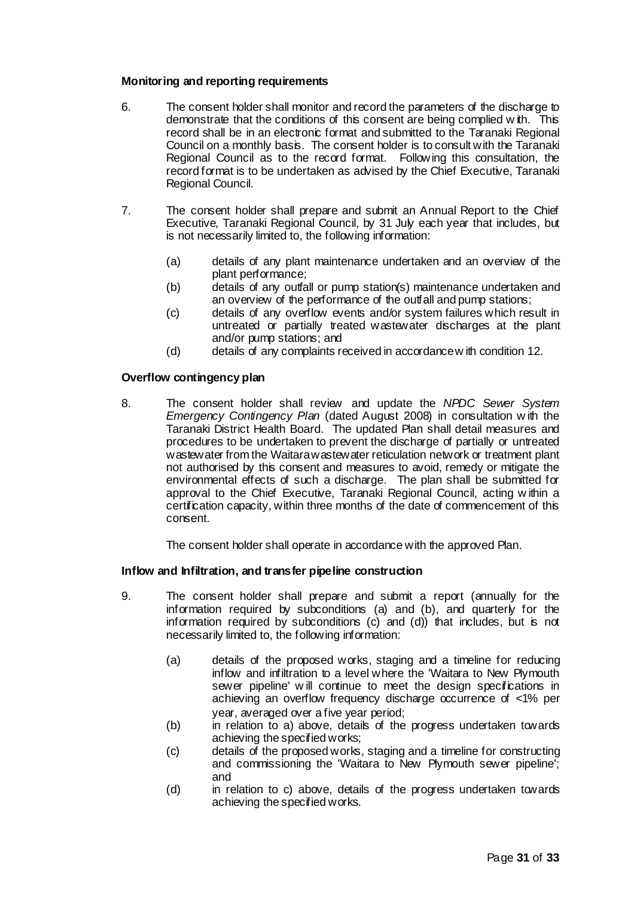**Monitoring and reporting requirements**

6. The consent holder shall monitor and record the parameters of the discharge to demonstrate that the conditions of this consent are being complied with. This record shall be in an electronic format and submitted to the Taranaki Regional Council on a monthly basis. The consent holder is to consult with the Taranaki Regional Council as to the record format. Following this consultation, the record format is to be undertaken as advised by the Chief Executive, Taranaki Regional Council.

7. The consent holder shall prepare and submit an Annual Report to the Chief Executive, Taranaki Regional Council, by 31 July each year that includes, but is not necessarily limited to, the following information:

   (a) details of any plant maintenance undertaken and an overview of the plant performance;
   (b) details of any outfall or pump station(s) maintenance undertaken and an overview of the performance of the outfall and pump stations;
   (c) details of any overflow events and/or system failures which result in untreated or partially treated wastewater discharges at the plant and/or pump stations; and
   (d) details of any complaints received in accordance with condition 12.

**Overflow contingency plan**

8. The consent holder shall review and update the *NPDC Sewer System Emergency Contingency Plan* (dated August 2008) in consultation with the Taranaki District Health Board. The updated Plan shall detail measures and procedures to be undertaken to prevent the discharge of partially or untreated wastewater from the Waitara wastewater reticulation network or treatment plant not authorised by this consent and measures to avoid, remedy or mitigate the environmental effects of such a discharge. The plan shall be submitted for approval to the Chief Executive, Taranaki Regional Council, acting within a certification capacity, within three months of the date of commencement of this consent.

   The consent holder shall operate in accordance with the approved Plan.

**Inflow and Infiltration, and transfer pipeline construction**

9. The consent holder shall prepare and submit a report (annually for the information required by subconditions (a) and (b), and quarterly for the information required by subconditions (c) and (d)) that includes, but is not necessarily limited to, the following information:

   (a) details of the proposed works, staging and a timeline for reducing inflow and infiltration to a level where the 'Waitara to New Plymouth sewer pipeline' will continue to meet the design specifications in achieving an overflow frequency discharge occurrence of <1% per year, averaged over a five year period;
   (b) in relation to a) above, details of the progress undertaken towards achieving the specified works;
   (c) details of the proposed works, staging and a timeline for constructing and commissioning the 'Waitara to New Plymouth sewer pipeline'; and
   (d) in relation to c) above, details of the progress undertaken towards achieving the specified works.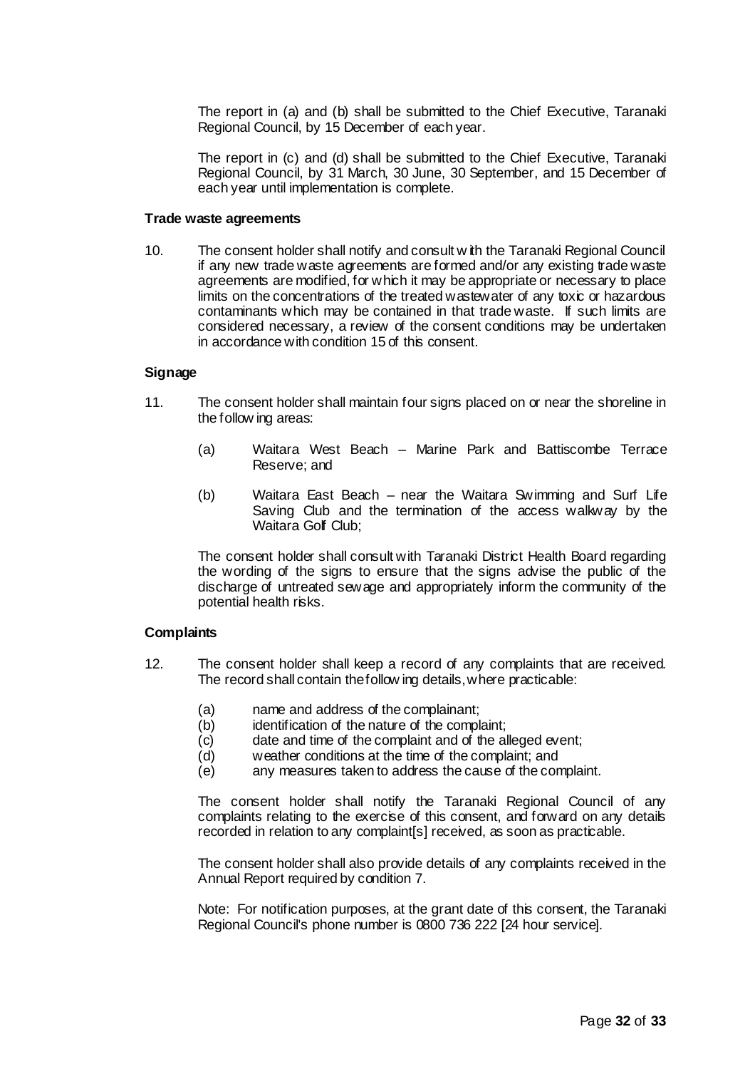The report in (a) and (b) shall be submitted to the Chief Executive, Taranaki Regional Council, by 15 December of each year.

The report in (c) and (d) shall be submitted to the Chief Executive, Taranaki Regional Council, by 31 March, 30 June, 30 September, and 15 December of each year until implementation is complete.

**Trade waste agreements**

10. The consent holder shall notify and consult with the Taranaki Regional Council if any new trade waste agreements are formed and/or any existing trade waste agreements are modified, for which it may be appropriate or necessary to place limits on the concentrations of the treated wastewater of any toxic or hazardous contaminants which may be contained in that trade waste. If such limits are considered necessary, a review of the consent conditions may be undertaken in accordance with condition 15 of this consent.

**Signage**

11. The consent holder shall maintain four signs placed on or near the shoreline in the following areas:

    (a) Waitara West Beach – Marine Park and Battiscombe Terrace Reserve; and

    (b) Waitara East Beach – near the Waitara Swimming and Surf Life Saving Club and the termination of the access walkway by the Waitara Golf Club;

    The consent holder shall consult with Taranaki District Health Board regarding the wording of the signs to ensure that the signs advise the public of the discharge of untreated sewage and appropriately inform the community of the potential health risks.

**Complaints**

12. The consent holder shall keep a record of any complaints that are received. The record shall contain the following details, where practicable:

    (a) name and address of the complainant;
    (b) identification of the nature of the complaint;
    (c) date and time of the complaint and of the alleged event;
    (d) weather conditions at the time of the complaint; and
    (e) any measures taken to address the cause of the complaint.

    The consent holder shall notify the Taranaki Regional Council of any complaints relating to the exercise of this consent, and forward on any details recorded in relation to any complaint[s] received, as soon as practicable.

    The consent holder shall also provide details of any complaints received in the Annual Report required by condition 7.

    Note: For notification purposes, at the grant date of this consent, the Taranaki Regional Council's phone number is 0800 736 222 [24 hour service].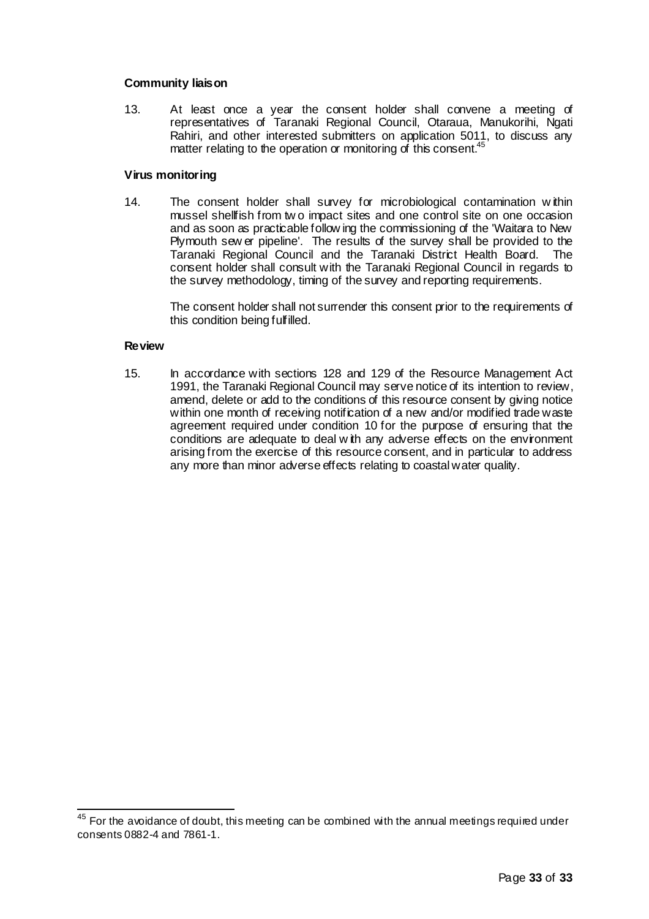**Community liaison**

13. At least once a year the consent holder shall convene a meeting of representatives of Taranaki Regional Council, Otaraua, Manukorihi, Ngati Rahiri, and other interested submitters on application 5011, to discuss any matter relating to the operation or monitoring of this consent.[45]

**Virus monitoring**

14. The consent holder shall survey for microbiological contamination within mussel shellfish from two impact sites and one control site on one occasion and as soon as practicable following the commissioning of the 'Waitara to New Plymouth sewer pipeline'. The results of the survey shall be provided to the Taranaki Regional Council and the Taranaki District Health Board. The consent holder shall consult with the Taranaki Regional Council in regards to the survey methodology, timing of the survey and reporting requirements.

    The consent holder shall not surrender this consent prior to the requirements of this condition being fulfilled.

**Review**

15. In accordance with sections 128 and 129 of the Resource Management Act 1991, the Taranaki Regional Council may serve notice of its intention to review, amend, delete or add to the conditions of this resource consent by giving notice within one month of receiving notification of a new and/or modified trade waste agreement required under condition 10 for the purpose of ensuring that the conditions are adequate to deal with any adverse effects on the environment arising from the exercise of this resource consent, and in particular to address any more than minor adverse effects relating to coastal water quality.

---

[45] For the avoidance of doubt, this meeting can be combined with the annual meetings required under consents 0882-4 and 7861-1.